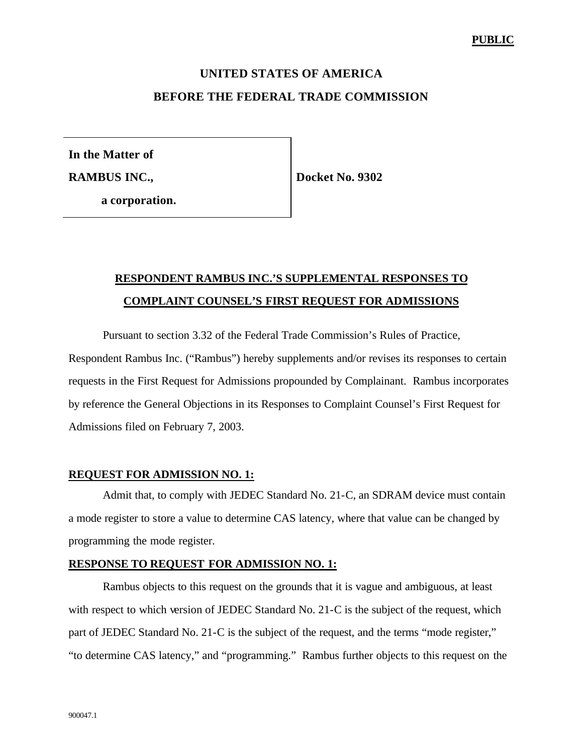**PUBLIC**

**UNITED STATES OF AMERICA**

**BEFORE THE FEDERAL TRADE COMMISSION**

| | |
|---|---|
| **In the Matter of** <br> **RAMBUS INC.,** <br> **a corporation.** | **Docket No. 9302** |

## RESPONDENT RAMBUS INC.'S SUPPLEMENTAL RESPONSES TO COMPLAINT COUNSEL'S FIRST REQUEST FOR ADMISSIONS

Pursuant to section 3.32 of the Federal Trade Commission's Rules of Practice, Respondent Rambus Inc. ("Rambus") hereby supplements and/or revises its responses to certain requests in the First Request for Admissions propounded by Complainant. Rambus incorporates by reference the General Objections in its Responses to Complaint Counsel's First Request for Admissions filed on February 7, 2003.

### REQUEST FOR ADMISSION NO. 1:

Admit that, to comply with JEDEC Standard No. 21-C, an SDRAM device must contain a mode register to store a value to determine CAS latency, where that value can be changed by programming the mode register.

### RESPONSE TO REQUEST FOR ADMISSION NO. 1:

Rambus objects to this request on the grounds that it is vague and ambiguous, at least with respect to which version of JEDEC Standard No. 21-C is the subject of the request, which part of JEDEC Standard No. 21-C is the subject of the request, and the terms "mode register," "to determine CAS latency," and "programming." Rambus further objects to this request on the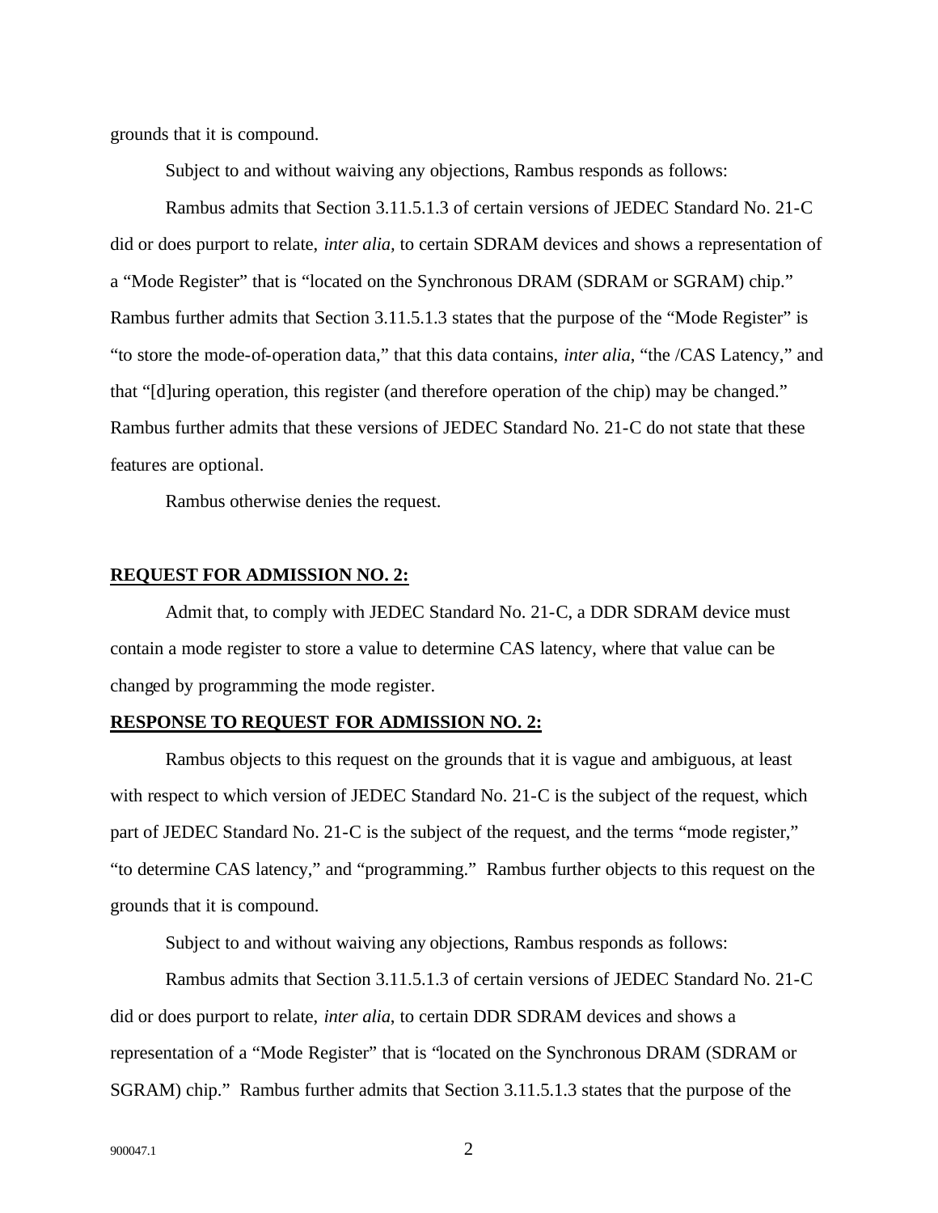grounds that it is compound.

Subject to and without waiving any objections, Rambus responds as follows:

Rambus admits that Section 3.11.5.1.3 of certain versions of JEDEC Standard No. 21-C did or does purport to relate, *inter alia,* to certain SDRAM devices and shows a representation of a "Mode Register" that is "located on the Synchronous DRAM (SDRAM or SGRAM) chip." Rambus further admits that Section 3.11.5.1.3 states that the purpose of the "Mode Register" is "to store the mode-of-operation data," that this data contains, *inter alia*, "the /CAS Latency," and that "[d]uring operation, this register (and therefore operation of the chip) may be changed." Rambus further admits that these versions of JEDEC Standard No. 21-C do not state that these features are optional.

Rambus otherwise denies the request.

**REQUEST FOR ADMISSION NO. 2:**

Admit that, to comply with JEDEC Standard No. 21-C, a DDR SDRAM device must contain a mode register to store a value to determine CAS latency, where that value can be changed by programming the mode register.

**RESPONSE TO REQUEST FOR ADMISSION NO. 2:**

Rambus objects to this request on the grounds that it is vague and ambiguous, at least with respect to which version of JEDEC Standard No. 21-C is the subject of the request, which part of JEDEC Standard No. 21-C is the subject of the request, and the terms "mode register," "to determine CAS latency," and "programming." Rambus further objects to this request on the grounds that it is compound.

Subject to and without waiving any objections, Rambus responds as follows:

Rambus admits that Section 3.11.5.1.3 of certain versions of JEDEC Standard No. 21-C did or does purport to relate, *inter alia*, to certain DDR SDRAM devices and shows a representation of a "Mode Register" that is "located on the Synchronous DRAM (SDRAM or SGRAM) chip." Rambus further admits that Section 3.11.5.1.3 states that the purpose of the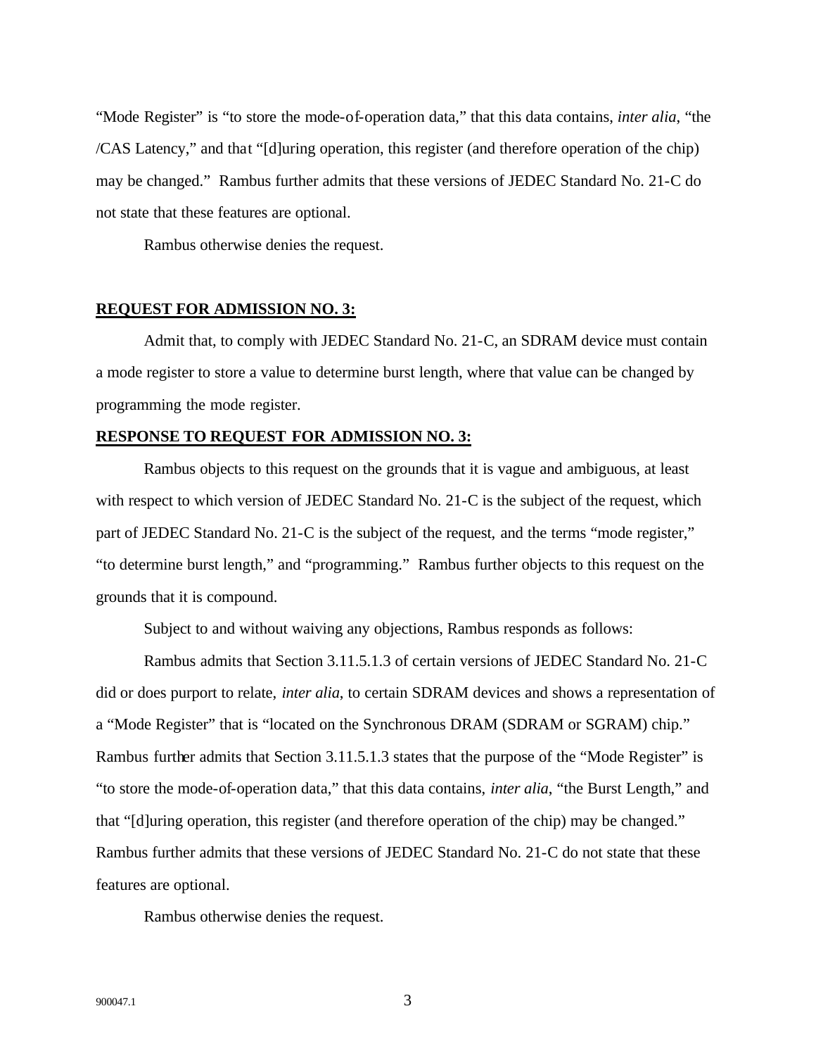"Mode Register" is "to store the mode-of-operation data," that this data contains, *inter alia*, "the /CAS Latency," and that "[d]uring operation, this register (and therefore operation of the chip) may be changed." Rambus further admits that these versions of JEDEC Standard No. 21-C do not state that these features are optional.

Rambus otherwise denies the request.

**REQUEST FOR ADMISSION NO. 3:**

Admit that, to comply with JEDEC Standard No. 21-C, an SDRAM device must contain a mode register to store a value to determine burst length, where that value can be changed by programming the mode register.

**RESPONSE TO REQUEST FOR ADMISSION NO. 3:**

Rambus objects to this request on the grounds that it is vague and ambiguous, at least with respect to which version of JEDEC Standard No. 21-C is the subject of the request, which part of JEDEC Standard No. 21-C is the subject of the request, and the terms "mode register," "to determine burst length," and "programming." Rambus further objects to this request on the grounds that it is compound.

Subject to and without waiving any objections, Rambus responds as follows:

Rambus admits that Section 3.11.5.1.3 of certain versions of JEDEC Standard No. 21-C did or does purport to relate, *inter alia*, to certain SDRAM devices and shows a representation of a "Mode Register" that is "located on the Synchronous DRAM (SDRAM or SGRAM) chip." Rambus further admits that Section 3.11.5.1.3 states that the purpose of the "Mode Register" is "to store the mode-of-operation data," that this data contains, *inter alia*, "the Burst Length," and that "[d]uring operation, this register (and therefore operation of the chip) may be changed." Rambus further admits that these versions of JEDEC Standard No. 21-C do not state that these features are optional.

Rambus otherwise denies the request.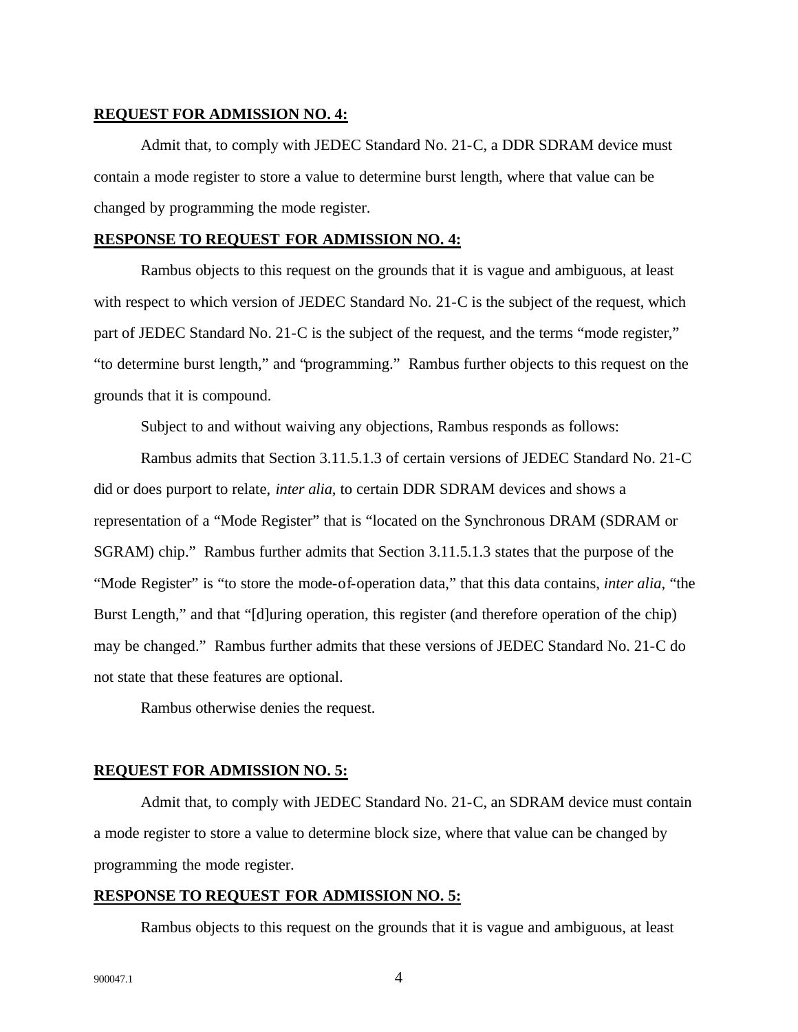**REQUEST FOR ADMISSION NO. 4:**

Admit that, to comply with JEDEC Standard No. 21-C, a DDR SDRAM device must contain a mode register to store a value to determine burst length, where that value can be changed by programming the mode register.

**RESPONSE TO REQUEST FOR ADMISSION NO. 4:**

Rambus objects to this request on the grounds that it is vague and ambiguous, at least with respect to which version of JEDEC Standard No. 21-C is the subject of the request, which part of JEDEC Standard No. 21-C is the subject of the request, and the terms "mode register," "to determine burst length," and "programming." Rambus further objects to this request on the grounds that it is compound.

Subject to and without waiving any objections, Rambus responds as follows:

Rambus admits that Section 3.11.5.1.3 of certain versions of JEDEC Standard No. 21-C did or does purport to relate, *inter alia*, to certain DDR SDRAM devices and shows a representation of a "Mode Register" that is "located on the Synchronous DRAM (SDRAM or SGRAM) chip." Rambus further admits that Section 3.11.5.1.3 states that the purpose of the "Mode Register" is "to store the mode-of-operation data," that this data contains, *inter alia*, "the Burst Length," and that "[d]uring operation, this register (and therefore operation of the chip) may be changed." Rambus further admits that these versions of JEDEC Standard No. 21-C do not state that these features are optional.

Rambus otherwise denies the request.

**REQUEST FOR ADMISSION NO. 5:**

Admit that, to comply with JEDEC Standard No. 21-C, an SDRAM device must contain a mode register to store a value to determine block size, where that value can be changed by programming the mode register.

**RESPONSE TO REQUEST FOR ADMISSION NO. 5:**

Rambus objects to this request on the grounds that it is vague and ambiguous, at least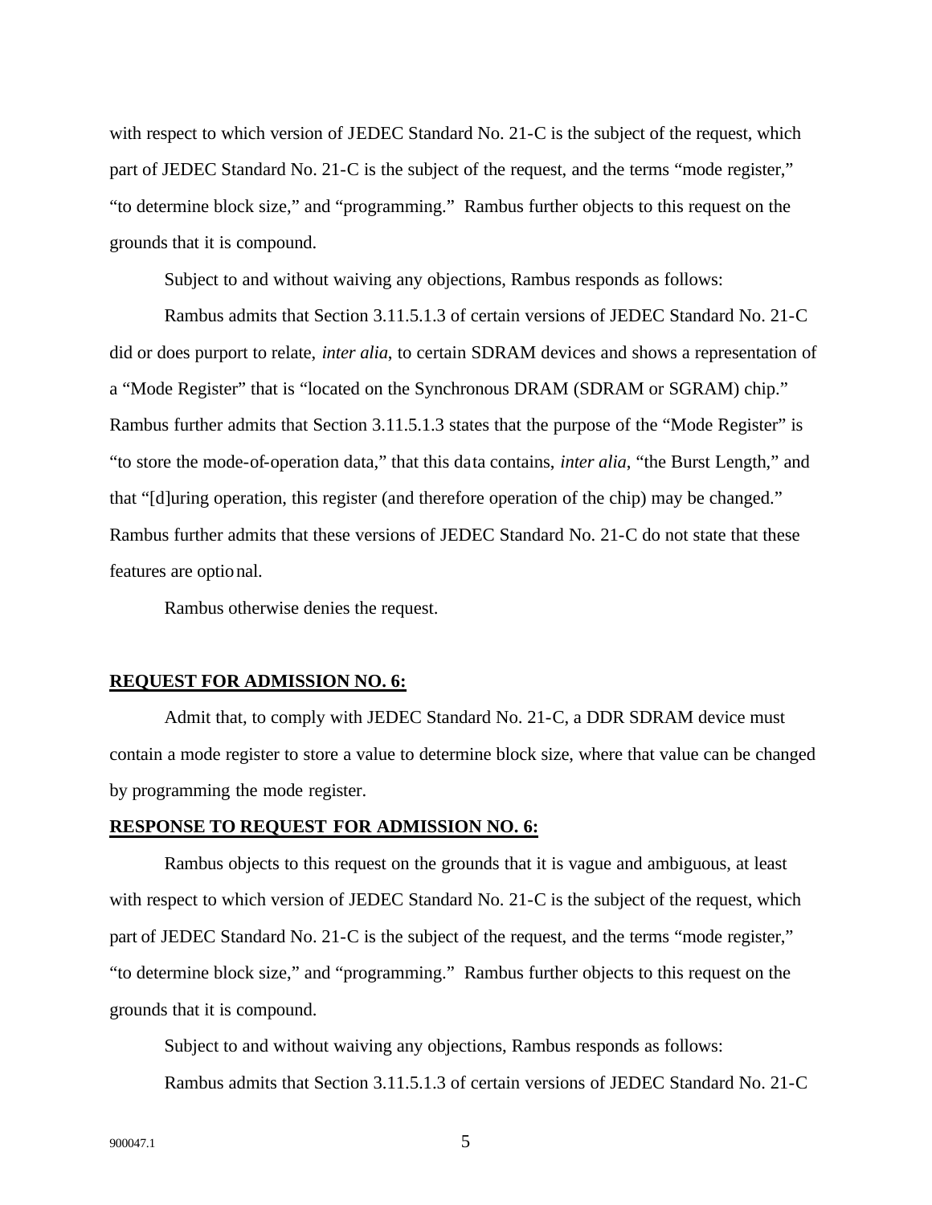with respect to which version of JEDEC Standard No. 21-C is the subject of the request, which part of JEDEC Standard No. 21-C is the subject of the request, and the terms "mode register," "to determine block size," and "programming." Rambus further objects to this request on the grounds that it is compound.

Subject to and without waiving any objections, Rambus responds as follows:

Rambus admits that Section 3.11.5.1.3 of certain versions of JEDEC Standard No. 21-C did or does purport to relate, *inter alia*, to certain SDRAM devices and shows a representation of a "Mode Register" that is "located on the Synchronous DRAM (SDRAM or SGRAM) chip." Rambus further admits that Section 3.11.5.1.3 states that the purpose of the "Mode Register" is "to store the mode-of-operation data," that this data contains, *inter alia*, "the Burst Length," and that "[d]uring operation, this register (and therefore operation of the chip) may be changed." Rambus further admits that these versions of JEDEC Standard No. 21-C do not state that these features are optional.

Rambus otherwise denies the request.

**REQUEST FOR ADMISSION NO. 6:**

Admit that, to comply with JEDEC Standard No. 21-C, a DDR SDRAM device must contain a mode register to store a value to determine block size, where that value can be changed by programming the mode register.

**RESPONSE TO REQUEST FOR ADMISSION NO. 6:**

Rambus objects to this request on the grounds that it is vague and ambiguous, at least with respect to which version of JEDEC Standard No. 21-C is the subject of the request, which part of JEDEC Standard No. 21-C is the subject of the request, and the terms "mode register," "to determine block size," and "programming." Rambus further objects to this request on the grounds that it is compound.

Subject to and without waiving any objections, Rambus responds as follows:

Rambus admits that Section 3.11.5.1.3 of certain versions of JEDEC Standard No. 21-C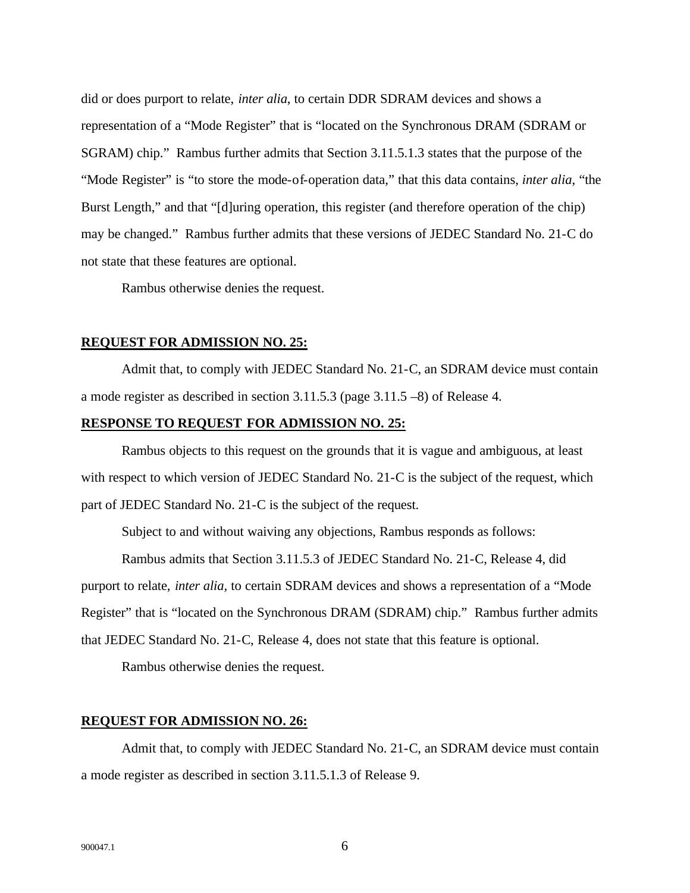did or does purport to relate, *inter alia*, to certain DDR SDRAM devices and shows a representation of a "Mode Register" that is "located on the Synchronous DRAM (SDRAM or SGRAM) chip." Rambus further admits that Section 3.11.5.1.3 states that the purpose of the "Mode Register" is "to store the mode-of-operation data," that this data contains, *inter alia*, "the Burst Length," and that "[d]uring operation, this register (and therefore operation of the chip) may be changed." Rambus further admits that these versions of JEDEC Standard No. 21-C do not state that these features are optional.

Rambus otherwise denies the request.

**REQUEST FOR ADMISSION NO. 25:**

Admit that, to comply with JEDEC Standard No. 21-C, an SDRAM device must contain a mode register as described in section 3.11.5.3 (page 3.11.5 –8) of Release 4.

**RESPONSE TO REQUEST FOR ADMISSION NO. 25:**

Rambus objects to this request on the grounds that it is vague and ambiguous, at least with respect to which version of JEDEC Standard No. 21-C is the subject of the request, which part of JEDEC Standard No. 21-C is the subject of the request.

Subject to and without waiving any objections, Rambus responds as follows:

Rambus admits that Section 3.11.5.3 of JEDEC Standard No. 21-C, Release 4, did purport to relate, *inter alia*, to certain SDRAM devices and shows a representation of a "Mode Register" that is "located on the Synchronous DRAM (SDRAM) chip." Rambus further admits that JEDEC Standard No. 21-C, Release 4, does not state that this feature is optional.

Rambus otherwise denies the request.

**REQUEST FOR ADMISSION NO. 26:**

Admit that, to comply with JEDEC Standard No. 21-C, an SDRAM device must contain a mode register as described in section 3.11.5.1.3 of Release 9.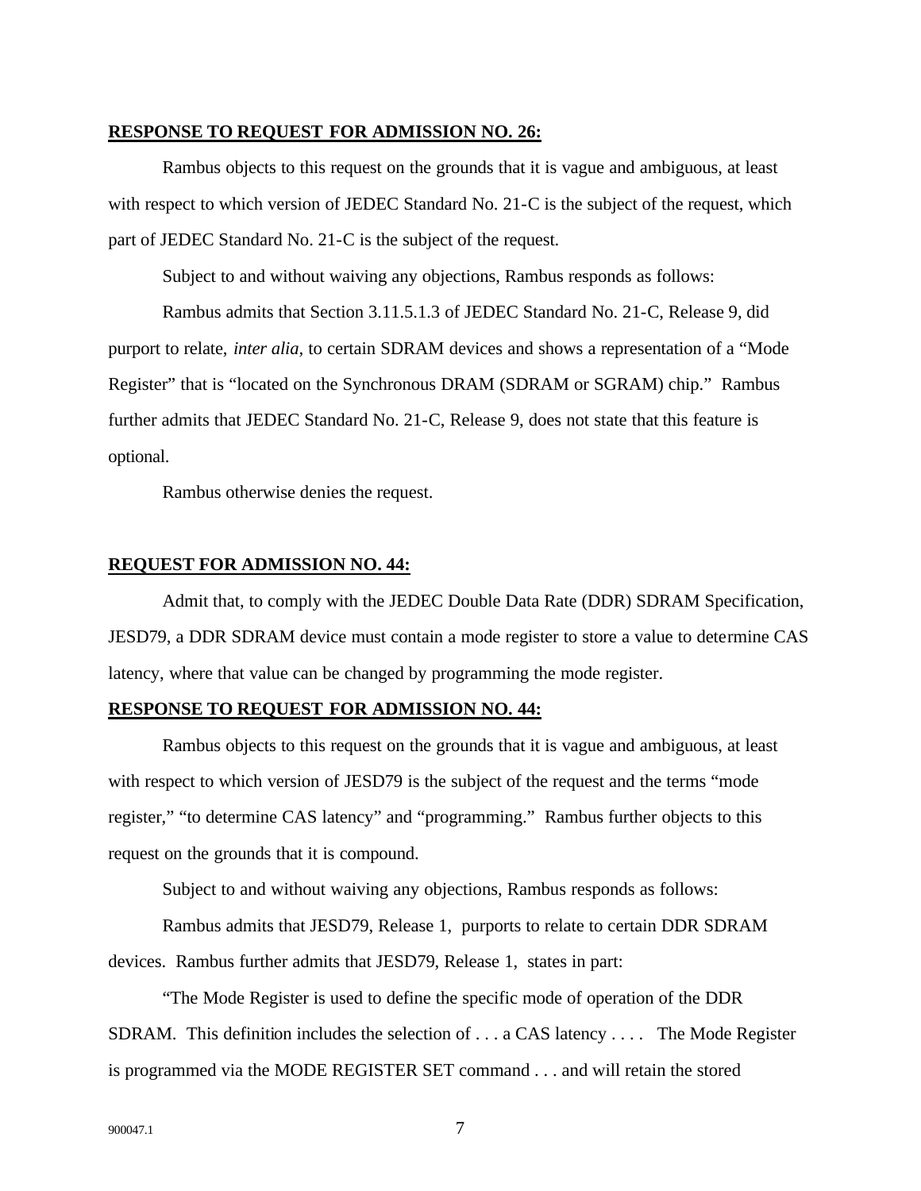**RESPONSE TO REQUEST FOR ADMISSION NO. 26:**

Rambus objects to this request on the grounds that it is vague and ambiguous, at least with respect to which version of JEDEC Standard No. 21-C is the subject of the request, which part of JEDEC Standard No. 21-C is the subject of the request.

Subject to and without waiving any objections, Rambus responds as follows:

Rambus admits that Section 3.11.5.1.3 of JEDEC Standard No. 21-C, Release 9, did purport to relate, *inter alia*, to certain SDRAM devices and shows a representation of a "Mode Register" that is "located on the Synchronous DRAM (SDRAM or SGRAM) chip." Rambus further admits that JEDEC Standard No. 21-C, Release 9, does not state that this feature is optional.

Rambus otherwise denies the request.

**REQUEST FOR ADMISSION NO. 44:**

Admit that, to comply with the JEDEC Double Data Rate (DDR) SDRAM Specification, JESD79, a DDR SDRAM device must contain a mode register to store a value to determine CAS latency, where that value can be changed by programming the mode register.

**RESPONSE TO REQUEST FOR ADMISSION NO. 44:**

Rambus objects to this request on the grounds that it is vague and ambiguous, at least with respect to which version of JESD79 is the subject of the request and the terms "mode register," "to determine CAS latency" and "programming." Rambus further objects to this request on the grounds that it is compound.

Subject to and without waiving any objections, Rambus responds as follows:

Rambus admits that JESD79, Release 1, purports to relate to certain DDR SDRAM devices. Rambus further admits that JESD79, Release 1, states in part:

"The Mode Register is used to define the specific mode of operation of the DDR SDRAM. This definition includes the selection of . . . a CAS latency . . . . The Mode Register is programmed via the MODE REGISTER SET command . . . and will retain the stored

900047.1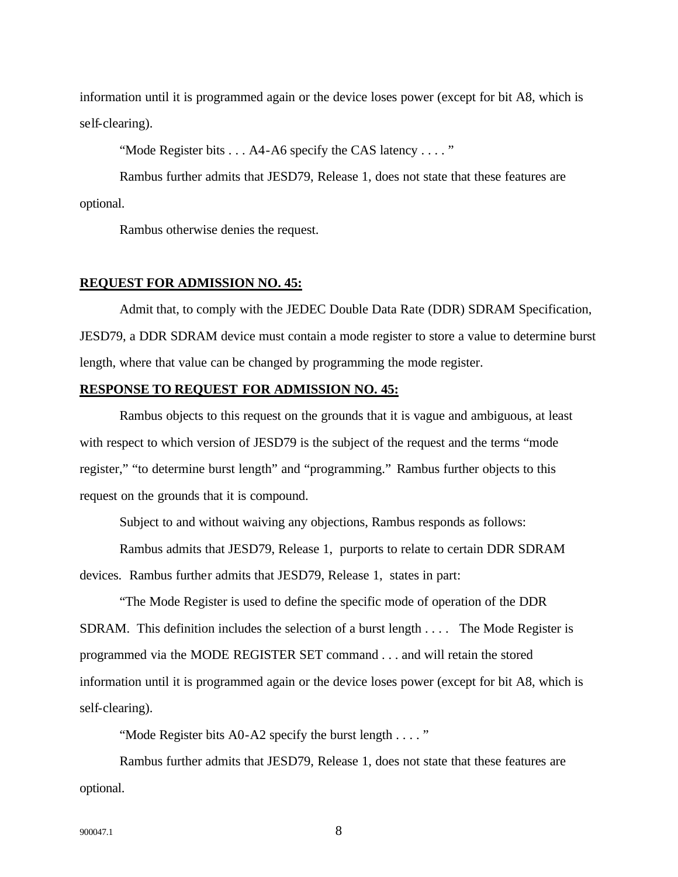information until it is programmed again or the device loses power (except for bit A8, which is self-clearing).

"Mode Register bits . . . A4-A6 specify the CAS latency . . . . "

Rambus further admits that JESD79, Release 1, does not state that these features are optional.

Rambus otherwise denies the request.

**REQUEST FOR ADMISSION NO. 45:**

Admit that, to comply with the JEDEC Double Data Rate (DDR) SDRAM Specification, JESD79, a DDR SDRAM device must contain a mode register to store a value to determine burst length, where that value can be changed by programming the mode register.

**RESPONSE TO REQUEST FOR ADMISSION NO. 45:**

Rambus objects to this request on the grounds that it is vague and ambiguous, at least with respect to which version of JESD79 is the subject of the request and the terms "mode register," "to determine burst length" and "programming." Rambus further objects to this request on the grounds that it is compound.

Subject to and without waiving any objections, Rambus responds as follows:

Rambus admits that JESD79, Release 1, purports to relate to certain DDR SDRAM devices. Rambus further admits that JESD79, Release 1, states in part:

"The Mode Register is used to define the specific mode of operation of the DDR SDRAM. This definition includes the selection of a burst length . . . . The Mode Register is programmed via the MODE REGISTER SET command . . . and will retain the stored information until it is programmed again or the device loses power (except for bit A8, which is self-clearing).

"Mode Register bits A0-A2 specify the burst length . . . . "

Rambus further admits that JESD79, Release 1, does not state that these features are optional.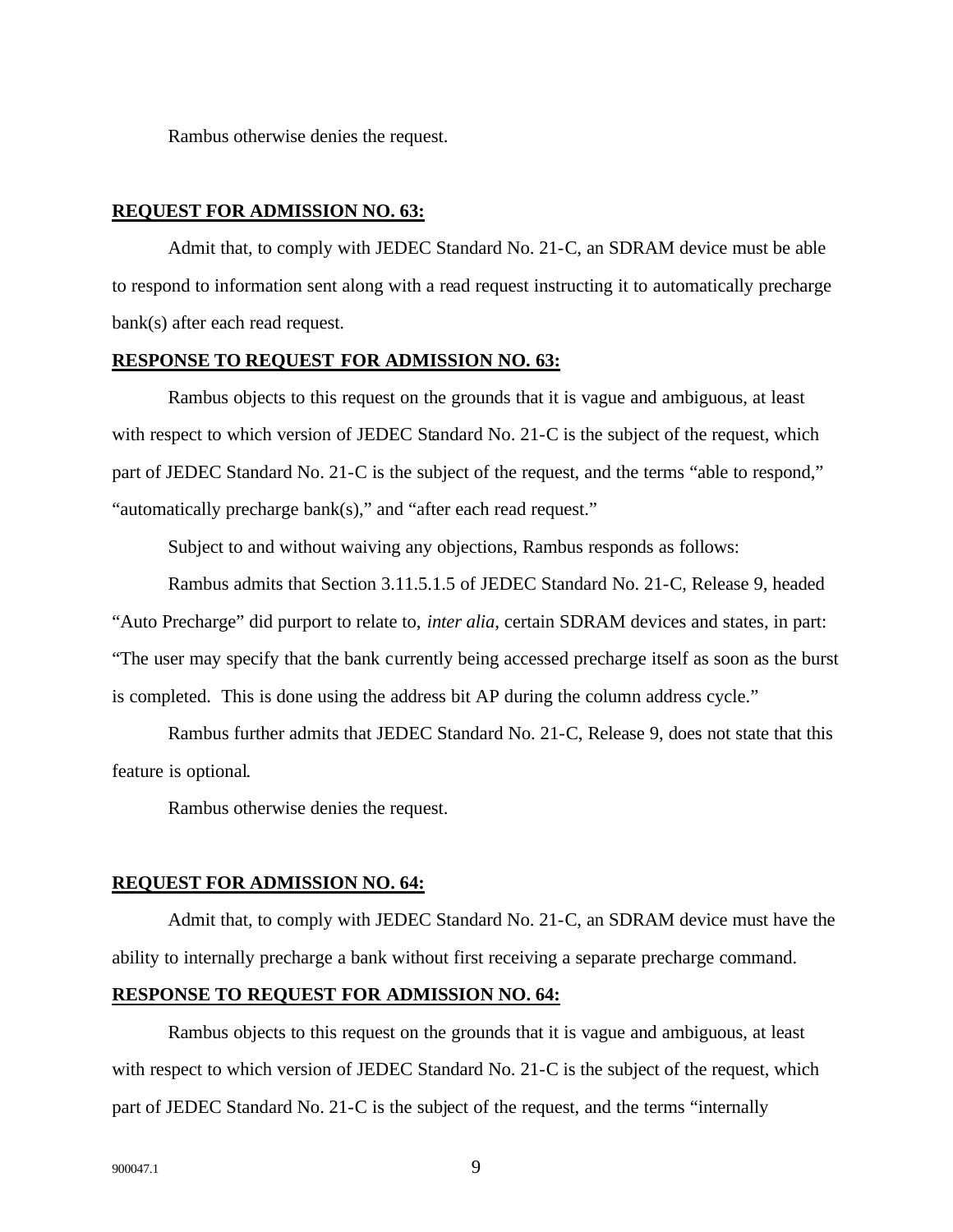Rambus otherwise denies the request.

**REQUEST FOR ADMISSION NO. 63:**

Admit that, to comply with JEDEC Standard No. 21-C, an SDRAM device must be able to respond to information sent along with a read request instructing it to automatically precharge bank(s) after each read request.

**RESPONSE TO REQUEST FOR ADMISSION NO. 63:**

Rambus objects to this request on the grounds that it is vague and ambiguous, at least with respect to which version of JEDEC Standard No. 21-C is the subject of the request, which part of JEDEC Standard No. 21-C is the subject of the request, and the terms "able to respond," "automatically precharge bank(s)," and "after each read request."

Subject to and without waiving any objections, Rambus responds as follows:

Rambus admits that Section 3.11.5.1.5 of JEDEC Standard No. 21-C, Release 9, headed "Auto Precharge" did purport to relate to, *inter alia*, certain SDRAM devices and states, in part: "The user may specify that the bank currently being accessed precharge itself as soon as the burst is completed. This is done using the address bit AP during the column address cycle."

Rambus further admits that JEDEC Standard No. 21-C, Release 9, does not state that this feature is optional.

Rambus otherwise denies the request.

**REQUEST FOR ADMISSION NO. 64:**

Admit that, to comply with JEDEC Standard No. 21-C, an SDRAM device must have the ability to internally precharge a bank without first receiving a separate precharge command.

**RESPONSE TO REQUEST FOR ADMISSION NO. 64:**

Rambus objects to this request on the grounds that it is vague and ambiguous, at least with respect to which version of JEDEC Standard No. 21-C is the subject of the request, which part of JEDEC Standard No. 21-C is the subject of the request, and the terms "internally

900047.1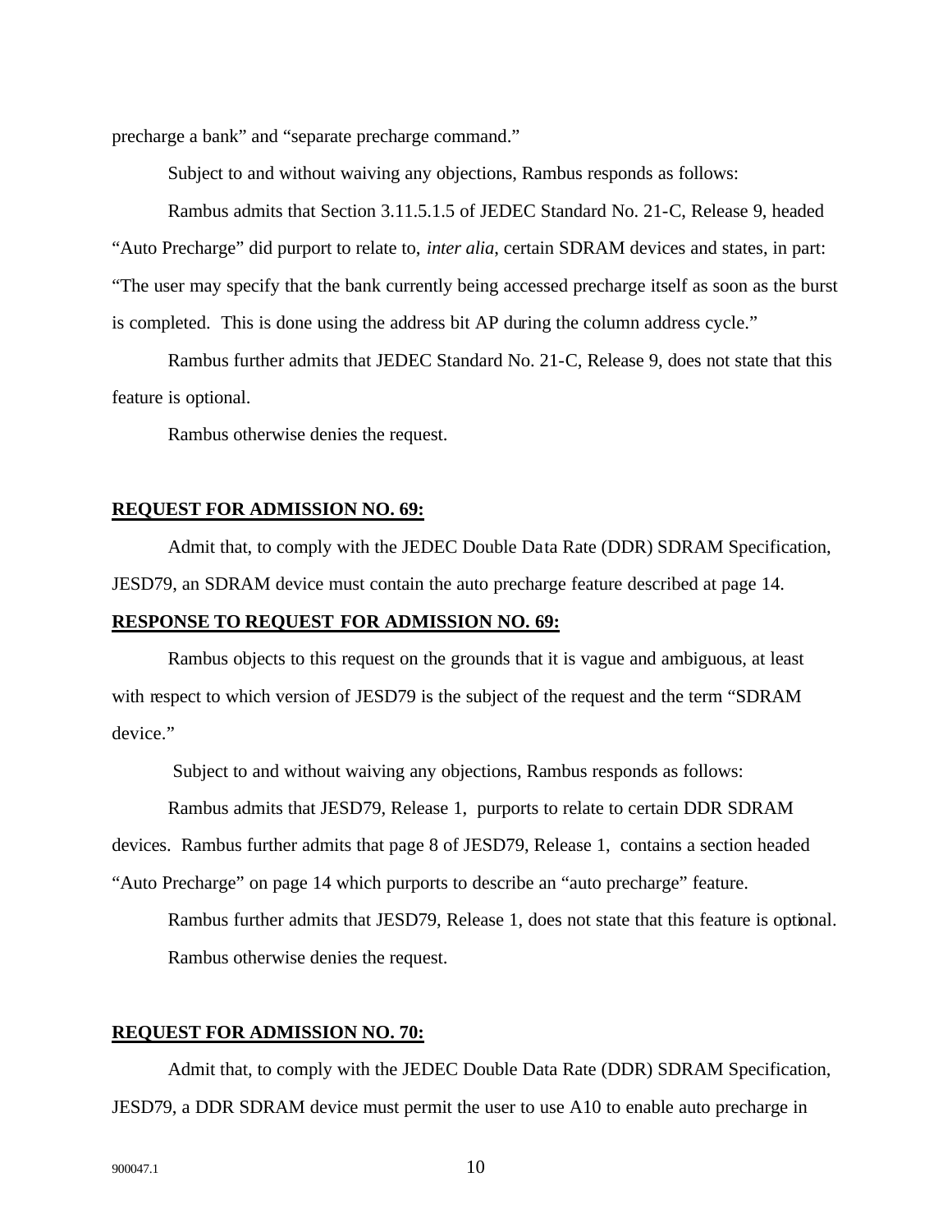precharge a bank" and "separate precharge command."

Subject to and without waiving any objections, Rambus responds as follows:

Rambus admits that Section 3.11.5.1.5 of JEDEC Standard No. 21-C, Release 9, headed "Auto Precharge" did purport to relate to, *inter alia*, certain SDRAM devices and states, in part: "The user may specify that the bank currently being accessed precharge itself as soon as the burst is completed. This is done using the address bit AP during the column address cycle."

Rambus further admits that JEDEC Standard No. 21-C, Release 9, does not state that this feature is optional.

Rambus otherwise denies the request.

**REQUEST FOR ADMISSION NO. 69:**

Admit that, to comply with the JEDEC Double Data Rate (DDR) SDRAM Specification, JESD79, an SDRAM device must contain the auto precharge feature described at page 14.

**RESPONSE TO REQUEST FOR ADMISSION NO. 69:**

Rambus objects to this request on the grounds that it is vague and ambiguous, at least with respect to which version of JESD79 is the subject of the request and the term "SDRAM device."

Subject to and without waiving any objections, Rambus responds as follows:

Rambus admits that JESD79, Release 1, purports to relate to certain DDR SDRAM devices. Rambus further admits that page 8 of JESD79, Release 1, contains a section headed "Auto Precharge" on page 14 which purports to describe an "auto precharge" feature.

Rambus further admits that JESD79, Release 1, does not state that this feature is optional.

Rambus otherwise denies the request.

**REQUEST FOR ADMISSION NO. 70:**

Admit that, to comply with the JEDEC Double Data Rate (DDR) SDRAM Specification, JESD79, a DDR SDRAM device must permit the user to use A10 to enable auto precharge in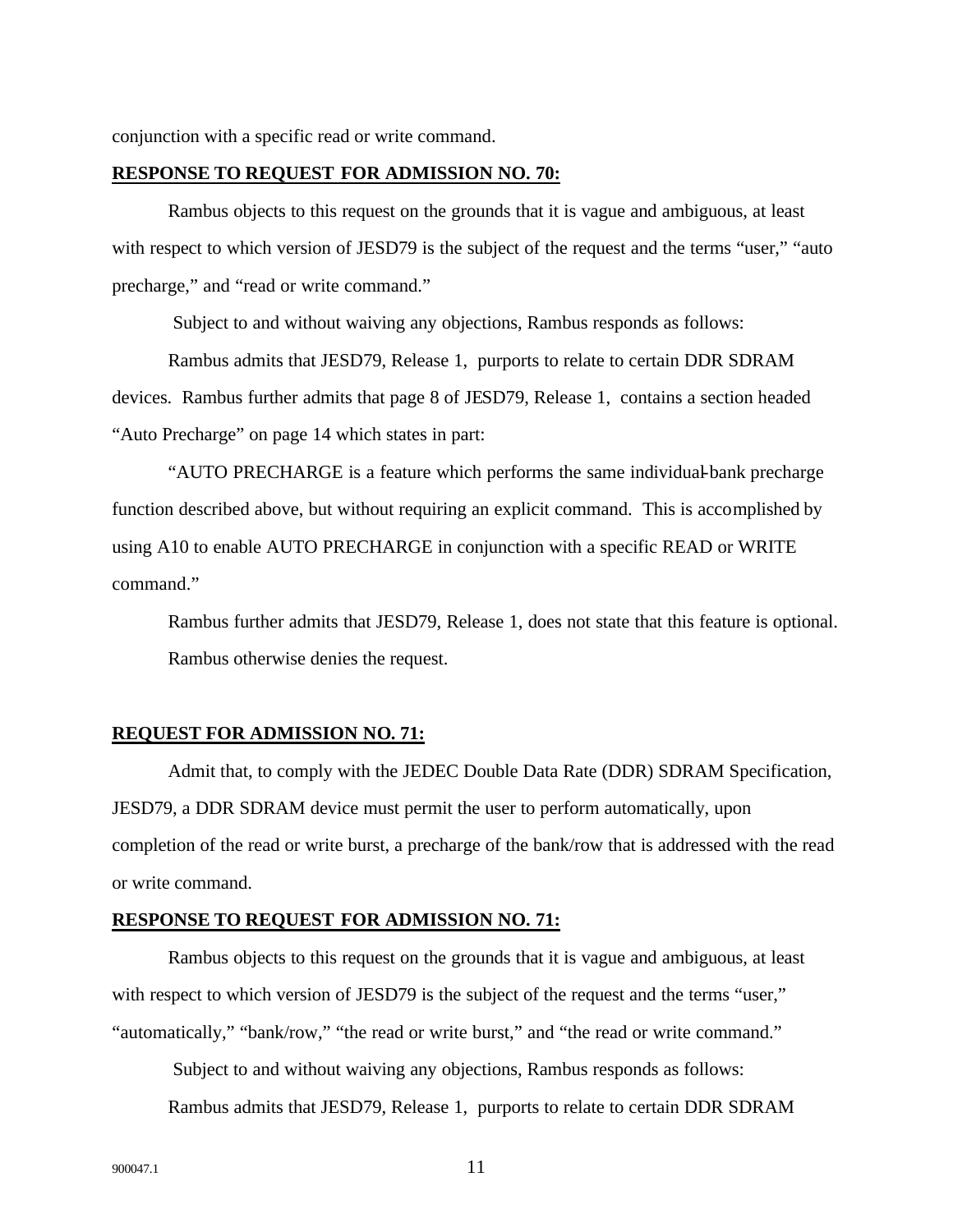conjunction with a specific read or write command.

**RESPONSE TO REQUEST FOR ADMISSION NO. 70:**

Rambus objects to this request on the grounds that it is vague and ambiguous, at least with respect to which version of JESD79 is the subject of the request and the terms "user," "auto precharge," and "read or write command."

Subject to and without waiving any objections, Rambus responds as follows:

Rambus admits that JESD79, Release 1, purports to relate to certain DDR SDRAM devices. Rambus further admits that page 8 of JESD79, Release 1, contains a section headed "Auto Precharge" on page 14 which states in part:

"AUTO PRECHARGE is a feature which performs the same individual-bank precharge function described above, but without requiring an explicit command. This is accomplished by using A10 to enable AUTO PRECHARGE in conjunction with a specific READ or WRITE command."

Rambus further admits that JESD79, Release 1, does not state that this feature is optional.

Rambus otherwise denies the request.

**REQUEST FOR ADMISSION NO. 71:**

Admit that, to comply with the JEDEC Double Data Rate (DDR) SDRAM Specification, JESD79, a DDR SDRAM device must permit the user to perform automatically, upon completion of the read or write burst, a precharge of the bank/row that is addressed with the read or write command.

**RESPONSE TO REQUEST FOR ADMISSION NO. 71:**

Rambus objects to this request on the grounds that it is vague and ambiguous, at least with respect to which version of JESD79 is the subject of the request and the terms "user," "automatically," "bank/row," "the read or write burst," and "the read or write command."

Subject to and without waiving any objections, Rambus responds as follows:

Rambus admits that JESD79, Release 1, purports to relate to certain DDR SDRAM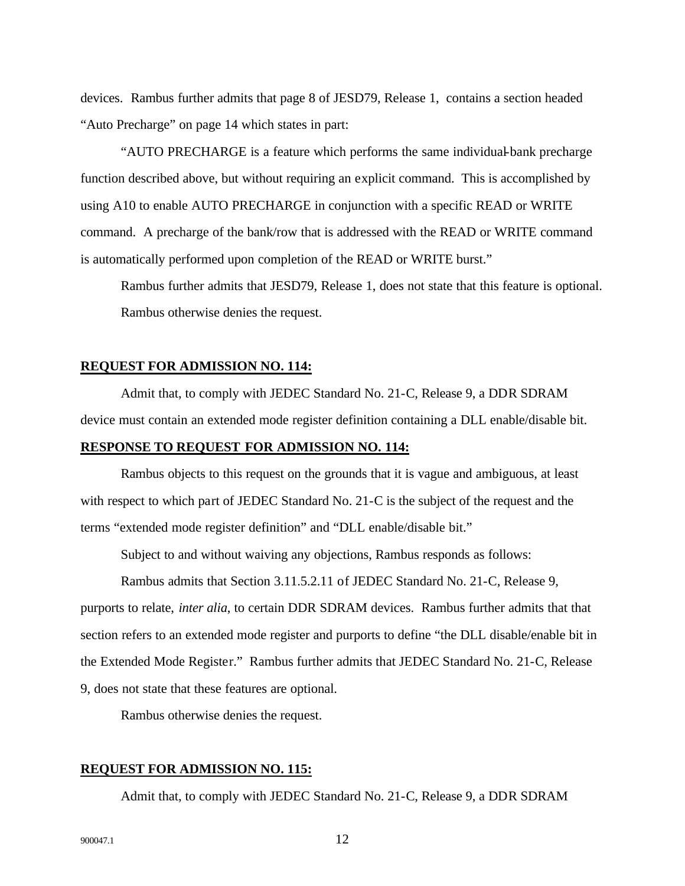devices. Rambus further admits that page 8 of JESD79, Release 1, contains a section headed "Auto Precharge" on page 14 which states in part:

"AUTO PRECHARGE is a feature which performs the same individual-bank precharge function described above, but without requiring an explicit command. This is accomplished by using A10 to enable AUTO PRECHARGE in conjunction with a specific READ or WRITE command. A precharge of the bank/row that is addressed with the READ or WRITE command is automatically performed upon completion of the READ or WRITE burst."

Rambus further admits that JESD79, Release 1, does not state that this feature is optional.

Rambus otherwise denies the request.

**REQUEST FOR ADMISSION NO. 114:**

Admit that, to comply with JEDEC Standard No. 21-C, Release 9, a DDR SDRAM device must contain an extended mode register definition containing a DLL enable/disable bit.

**RESPONSE TO REQUEST FOR ADMISSION NO. 114:**

Rambus objects to this request on the grounds that it is vague and ambiguous, at least with respect to which part of JEDEC Standard No. 21-C is the subject of the request and the terms "extended mode register definition" and "DLL enable/disable bit."

Subject to and without waiving any objections, Rambus responds as follows:

Rambus admits that Section 3.11.5.2.11 of JEDEC Standard No. 21-C, Release 9, purports to relate, *inter alia*, to certain DDR SDRAM devices. Rambus further admits that that section refers to an extended mode register and purports to define "the DLL disable/enable bit in the Extended Mode Register." Rambus further admits that JEDEC Standard No. 21-C, Release 9, does not state that these features are optional.

Rambus otherwise denies the request.

**REQUEST FOR ADMISSION NO. 115:**

Admit that, to comply with JEDEC Standard No. 21-C, Release 9, a DDR SDRAM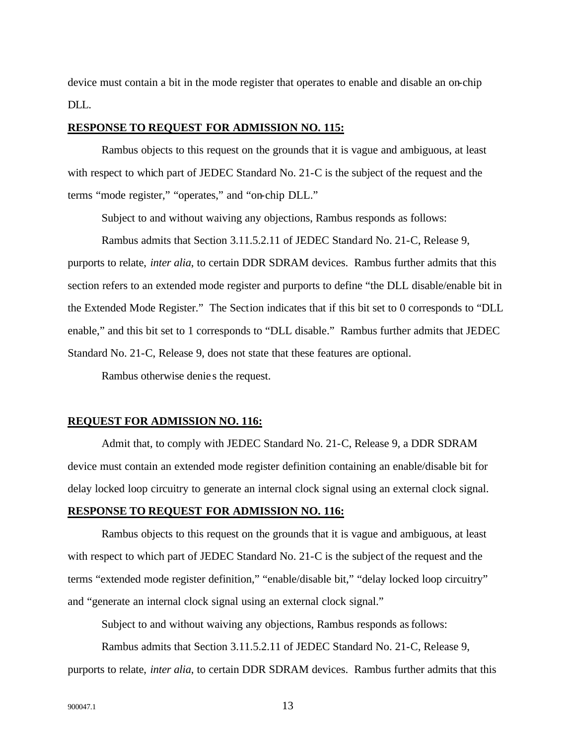device must contain a bit in the mode register that operates to enable and disable an on-chip DLL.

**RESPONSE TO REQUEST FOR ADMISSION NO. 115:**

Rambus objects to this request on the grounds that it is vague and ambiguous, at least with respect to which part of JEDEC Standard No. 21-C is the subject of the request and the terms "mode register," "operates," and "on-chip DLL."

Subject to and without waiving any objections, Rambus responds as follows:

Rambus admits that Section 3.11.5.2.11 of JEDEC Standard No. 21-C, Release 9, purports to relate, *inter alia*, to certain DDR SDRAM devices. Rambus further admits that this section refers to an extended mode register and purports to define "the DLL disable/enable bit in the Extended Mode Register." The Section indicates that if this bit set to 0 corresponds to "DLL enable," and this bit set to 1 corresponds to "DLL disable." Rambus further admits that JEDEC Standard No. 21-C, Release 9, does not state that these features are optional.

Rambus otherwise denies the request.

**REQUEST FOR ADMISSION NO. 116:**

Admit that, to comply with JEDEC Standard No. 21-C, Release 9, a DDR SDRAM device must contain an extended mode register definition containing an enable/disable bit for delay locked loop circuitry to generate an internal clock signal using an external clock signal.

**RESPONSE TO REQUEST FOR ADMISSION NO. 116:**

Rambus objects to this request on the grounds that it is vague and ambiguous, at least with respect to which part of JEDEC Standard No. 21-C is the subject of the request and the terms "extended mode register definition," "enable/disable bit," "delay locked loop circuitry" and "generate an internal clock signal using an external clock signal."

Subject to and without waiving any objections, Rambus responds as follows:

Rambus admits that Section 3.11.5.2.11 of JEDEC Standard No. 21-C, Release 9, purports to relate, *inter alia*, to certain DDR SDRAM devices. Rambus further admits that this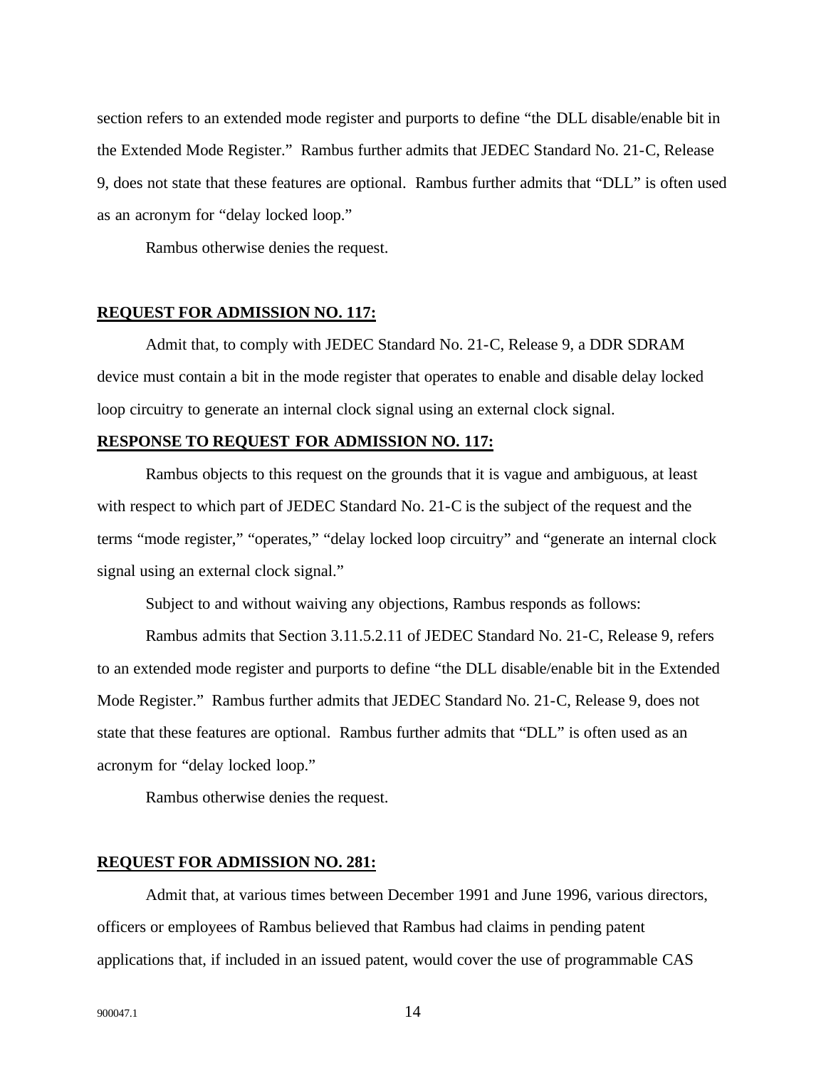section refers to an extended mode register and purports to define "the DLL disable/enable bit in the Extended Mode Register." Rambus further admits that JEDEC Standard No. 21-C, Release 9, does not state that these features are optional. Rambus further admits that "DLL" is often used as an acronym for "delay locked loop."

Rambus otherwise denies the request.

**REQUEST FOR ADMISSION NO. 117:**

Admit that, to comply with JEDEC Standard No. 21-C, Release 9, a DDR SDRAM device must contain a bit in the mode register that operates to enable and disable delay locked loop circuitry to generate an internal clock signal using an external clock signal.

**RESPONSE TO REQUEST FOR ADMISSION NO. 117:**

Rambus objects to this request on the grounds that it is vague and ambiguous, at least with respect to which part of JEDEC Standard No. 21-C is the subject of the request and the terms "mode register," "operates," "delay locked loop circuitry" and "generate an internal clock signal using an external clock signal."

Subject to and without waiving any objections, Rambus responds as follows:

Rambus admits that Section 3.11.5.2.11 of JEDEC Standard No. 21-C, Release 9, refers to an extended mode register and purports to define "the DLL disable/enable bit in the Extended Mode Register." Rambus further admits that JEDEC Standard No. 21-C, Release 9, does not state that these features are optional. Rambus further admits that "DLL" is often used as an acronym for "delay locked loop."

Rambus otherwise denies the request.

**REQUEST FOR ADMISSION NO. 281:**

Admit that, at various times between December 1991 and June 1996, various directors, officers or employees of Rambus believed that Rambus had claims in pending patent applications that, if included in an issued patent, would cover the use of programmable CAS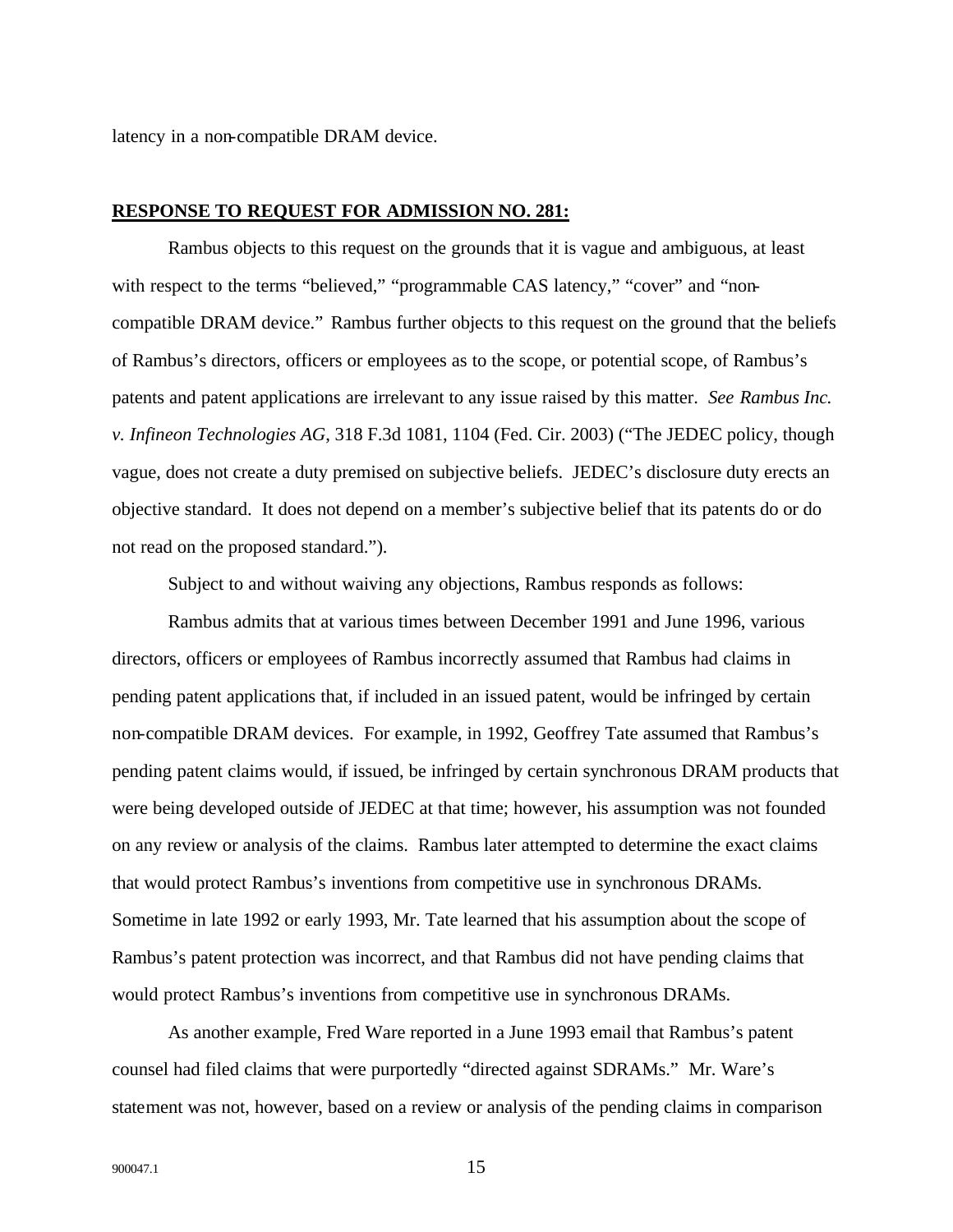latency in a non-compatible DRAM device.

**RESPONSE TO REQUEST FOR ADMISSION NO. 281:**

Rambus objects to this request on the grounds that it is vague and ambiguous, at least with respect to the terms "believed," "programmable CAS latency," "cover" and "non-compatible DRAM device." Rambus further objects to this request on the ground that the beliefs of Rambus's directors, officers or employees as to the scope, or potential scope, of Rambus's patents and patent applications are irrelevant to any issue raised by this matter. *See Rambus Inc. v. Infineon Technologies AG*, 318 F.3d 1081, 1104 (Fed. Cir. 2003) ("The JEDEC policy, though vague, does not create a duty premised on subjective beliefs. JEDEC's disclosure duty erects an objective standard. It does not depend on a member's subjective belief that its patents do or do not read on the proposed standard.").

Subject to and without waiving any objections, Rambus responds as follows:

Rambus admits that at various times between December 1991 and June 1996, various directors, officers or employees of Rambus incorrectly assumed that Rambus had claims in pending patent applications that, if included in an issued patent, would be infringed by certain non-compatible DRAM devices. For example, in 1992, Geoffrey Tate assumed that Rambus's pending patent claims would, if issued, be infringed by certain synchronous DRAM products that were being developed outside of JEDEC at that time; however, his assumption was not founded on any review or analysis of the claims. Rambus later attempted to determine the exact claims that would protect Rambus's inventions from competitive use in synchronous DRAMs. Sometime in late 1992 or early 1993, Mr. Tate learned that his assumption about the scope of Rambus's patent protection was incorrect, and that Rambus did not have pending claims that would protect Rambus's inventions from competitive use in synchronous DRAMs.

As another example, Fred Ware reported in a June 1993 email that Rambus's patent counsel had filed claims that were purportedly "directed against SDRAMs." Mr. Ware's statement was not, however, based on a review or analysis of the pending claims in comparison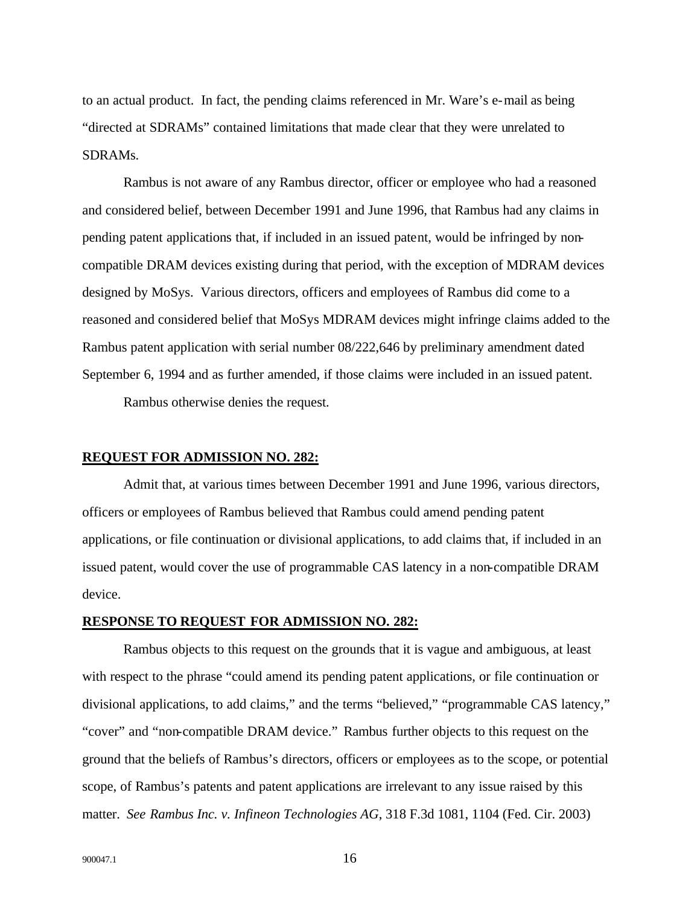to an actual product. In fact, the pending claims referenced in Mr. Ware's e-mail as being "directed at SDRAMs" contained limitations that made clear that they were unrelated to SDRAMs.

Rambus is not aware of any Rambus director, officer or employee who had a reasoned and considered belief, between December 1991 and June 1996, that Rambus had any claims in pending patent applications that, if included in an issued patent, would be infringed by non-compatible DRAM devices existing during that period, with the exception of MDRAM devices designed by MoSys. Various directors, officers and employees of Rambus did come to a reasoned and considered belief that MoSys MDRAM devices might infringe claims added to the Rambus patent application with serial number 08/222,646 by preliminary amendment dated September 6, 1994 and as further amended, if those claims were included in an issued patent.

Rambus otherwise denies the request.

**REQUEST FOR ADMISSION NO. 282:**

Admit that, at various times between December 1991 and June 1996, various directors, officers or employees of Rambus believed that Rambus could amend pending patent applications, or file continuation or divisional applications, to add claims that, if included in an issued patent, would cover the use of programmable CAS latency in a non-compatible DRAM device.

**RESPONSE TO REQUEST FOR ADMISSION NO. 282:**

Rambus objects to this request on the grounds that it is vague and ambiguous, at least with respect to the phrase "could amend its pending patent applications, or file continuation or divisional applications, to add claims," and the terms "believed," "programmable CAS latency," "cover" and "non-compatible DRAM device." Rambus further objects to this request on the ground that the beliefs of Rambus's directors, officers or employees as to the scope, or potential scope, of Rambus's patents and patent applications are irrelevant to any issue raised by this matter. *See Rambus Inc. v. Infineon Technologies AG*, 318 F.3d 1081, 1104 (Fed. Cir. 2003)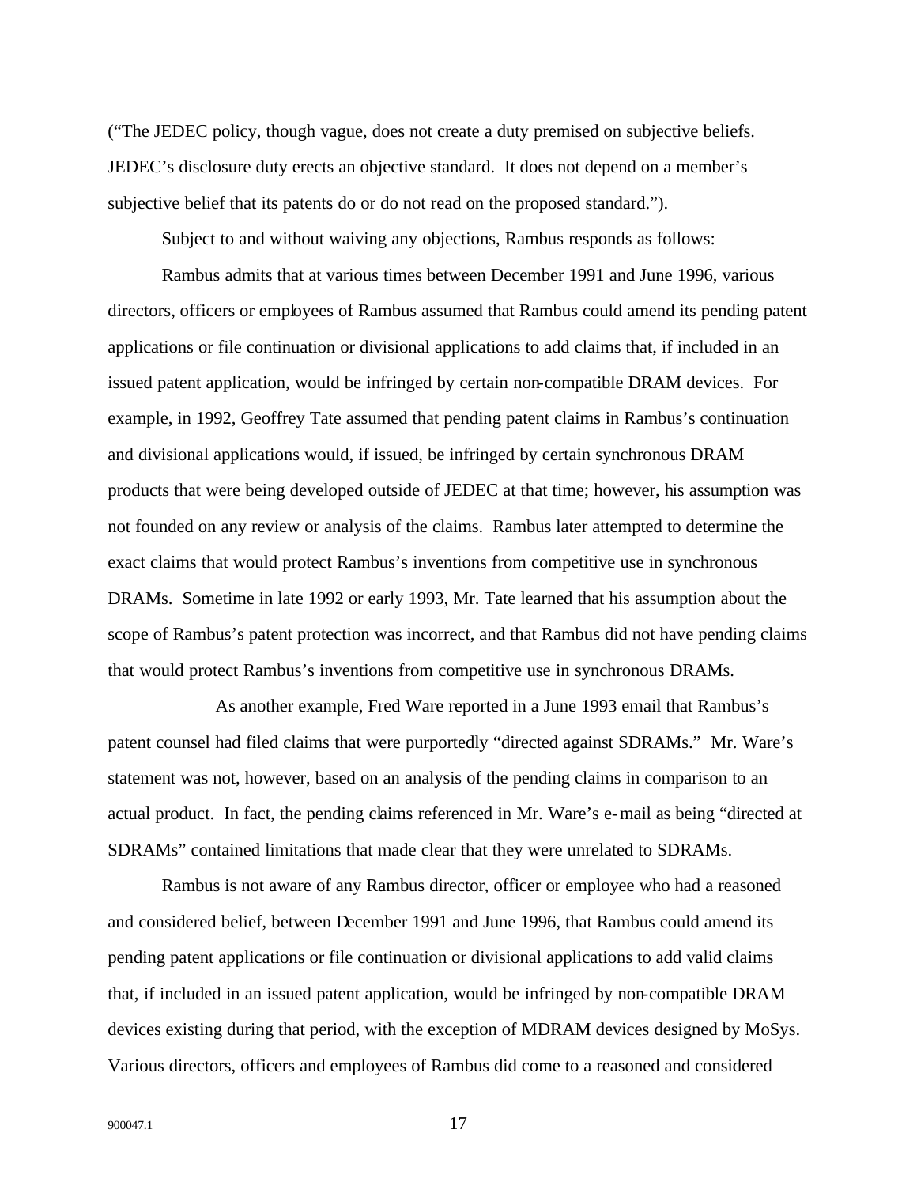("The JEDEC policy, though vague, does not create a duty premised on subjective beliefs. JEDEC's disclosure duty erects an objective standard. It does not depend on a member's subjective belief that its patents do or do not read on the proposed standard.").

Subject to and without waiving any objections, Rambus responds as follows:

Rambus admits that at various times between December 1991 and June 1996, various directors, officers or employees of Rambus assumed that Rambus could amend its pending patent applications or file continuation or divisional applications to add claims that, if included in an issued patent application, would be infringed by certain non-compatible DRAM devices. For example, in 1992, Geoffrey Tate assumed that pending patent claims in Rambus's continuation and divisional applications would, if issued, be infringed by certain synchronous DRAM products that were being developed outside of JEDEC at that time; however, his assumption was not founded on any review or analysis of the claims. Rambus later attempted to determine the exact claims that would protect Rambus's inventions from competitive use in synchronous DRAMs. Sometime in late 1992 or early 1993, Mr. Tate learned that his assumption about the scope of Rambus's patent protection was incorrect, and that Rambus did not have pending claims that would protect Rambus's inventions from competitive use in synchronous DRAMs.

As another example, Fred Ware reported in a June 1993 email that Rambus's patent counsel had filed claims that were purportedly "directed against SDRAMs." Mr. Ware's statement was not, however, based on an analysis of the pending claims in comparison to an actual product. In fact, the pending claims referenced in Mr. Ware's e-mail as being "directed at SDRAMs" contained limitations that made clear that they were unrelated to SDRAMs.

Rambus is not aware of any Rambus director, officer or employee who had a reasoned and considered belief, between December 1991 and June 1996, that Rambus could amend its pending patent applications or file continuation or divisional applications to add valid claims that, if included in an issued patent application, would be infringed by non-compatible DRAM devices existing during that period, with the exception of MDRAM devices designed by MoSys. Various directors, officers and employees of Rambus did come to a reasoned and considered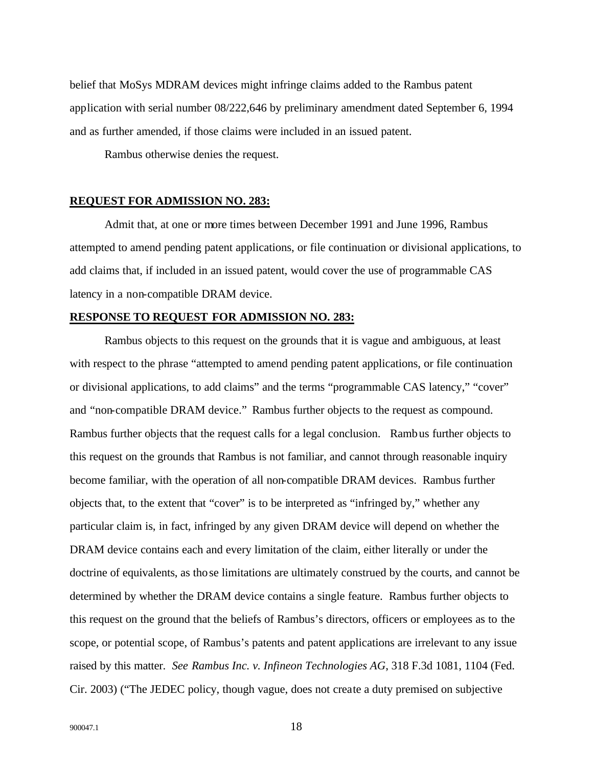belief that MoSys MDRAM devices might infringe claims added to the Rambus patent application with serial number 08/222,646 by preliminary amendment dated September 6, 1994 and as further amended, if those claims were included in an issued patent.

Rambus otherwise denies the request.

**REQUEST FOR ADMISSION NO. 283:**

Admit that, at one or more times between December 1991 and June 1996, Rambus attempted to amend pending patent applications, or file continuation or divisional applications, to add claims that, if included in an issued patent, would cover the use of programmable CAS latency in a non-compatible DRAM device.

**RESPONSE TO REQUEST FOR ADMISSION NO. 283:**

Rambus objects to this request on the grounds that it is vague and ambiguous, at least with respect to the phrase "attempted to amend pending patent applications, or file continuation or divisional applications, to add claims" and the terms "programmable CAS latency," "cover" and "non-compatible DRAM device." Rambus further objects to the request as compound. Rambus further objects that the request calls for a legal conclusion. Rambus further objects to this request on the grounds that Rambus is not familiar, and cannot through reasonable inquiry become familiar, with the operation of all non-compatible DRAM devices. Rambus further objects that, to the extent that "cover" is to be interpreted as "infringed by," whether any particular claim is, in fact, infringed by any given DRAM device will depend on whether the DRAM device contains each and every limitation of the claim, either literally or under the doctrine of equivalents, as those limitations are ultimately construed by the courts, and cannot be determined by whether the DRAM device contains a single feature. Rambus further objects to this request on the ground that the beliefs of Rambus's directors, officers or employees as to the scope, or potential scope, of Rambus's patents and patent applications are irrelevant to any issue raised by this matter. *See Rambus Inc. v. Infineon Technologies AG*, 318 F.3d 1081, 1104 (Fed. Cir. 2003) ("The JEDEC policy, though vague, does not create a duty premised on subjective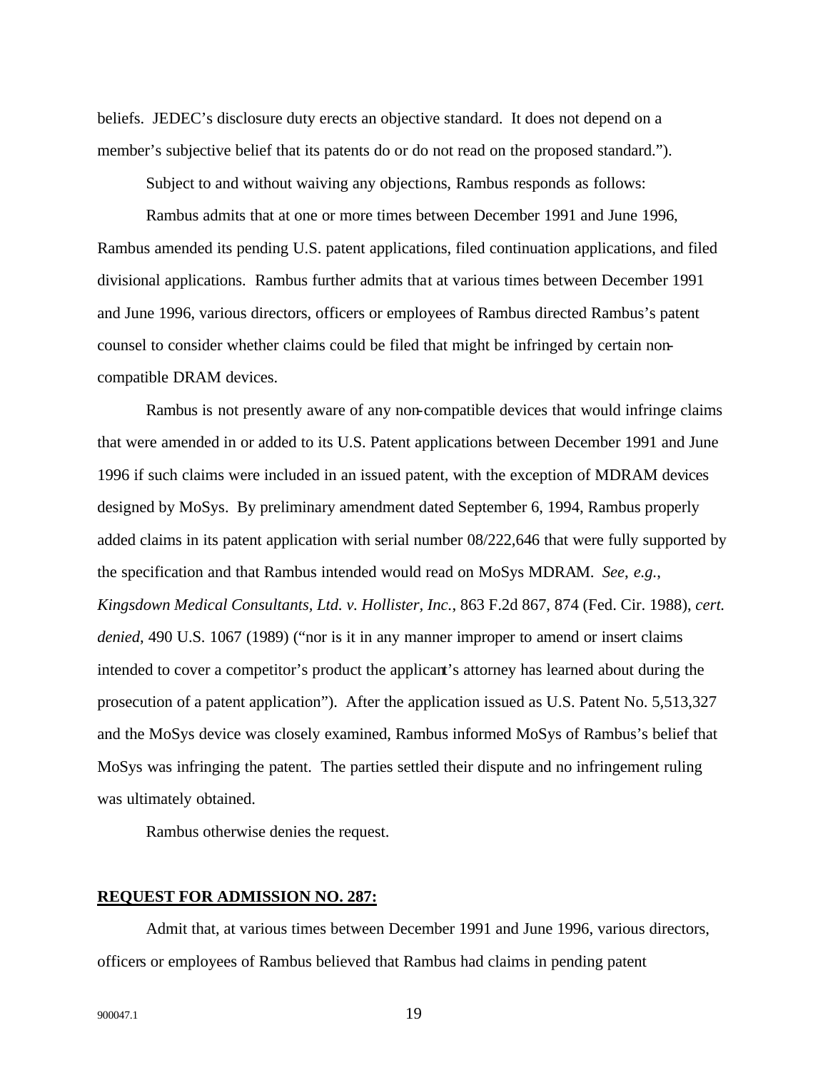beliefs. JEDEC's disclosure duty erects an objective standard. It does not depend on a member's subjective belief that its patents do or do not read on the proposed standard.").

Subject to and without waiving any objections, Rambus responds as follows:

Rambus admits that at one or more times between December 1991 and June 1996, Rambus amended its pending U.S. patent applications, filed continuation applications, and filed divisional applications. Rambus further admits that at various times between December 1991 and June 1996, various directors, officers or employees of Rambus directed Rambus's patent counsel to consider whether claims could be filed that might be infringed by certain non-compatible DRAM devices.

Rambus is not presently aware of any non-compatible devices that would infringe claims that were amended in or added to its U.S. Patent applications between December 1991 and June 1996 if such claims were included in an issued patent, with the exception of MDRAM devices designed by MoSys. By preliminary amendment dated September 6, 1994, Rambus properly added claims in its patent application with serial number 08/222,646 that were fully supported by the specification and that Rambus intended would read on MoSys MDRAM. *See, e.g., Kingsdown Medical Consultants, Ltd. v. Hollister, Inc.*, 863 F.2d 867, 874 (Fed. Cir. 1988), *cert. denied*, 490 U.S. 1067 (1989) ("nor is it in any manner improper to amend or insert claims intended to cover a competitor's product the applicant's attorney has learned about during the prosecution of a patent application"). After the application issued as U.S. Patent No. 5,513,327 and the MoSys device was closely examined, Rambus informed MoSys of Rambus's belief that MoSys was infringing the patent. The parties settled their dispute and no infringement ruling was ultimately obtained.

Rambus otherwise denies the request.

**REQUEST FOR ADMISSION NO. 287:**

Admit that, at various times between December 1991 and June 1996, various directors, officers or employees of Rambus believed that Rambus had claims in pending patent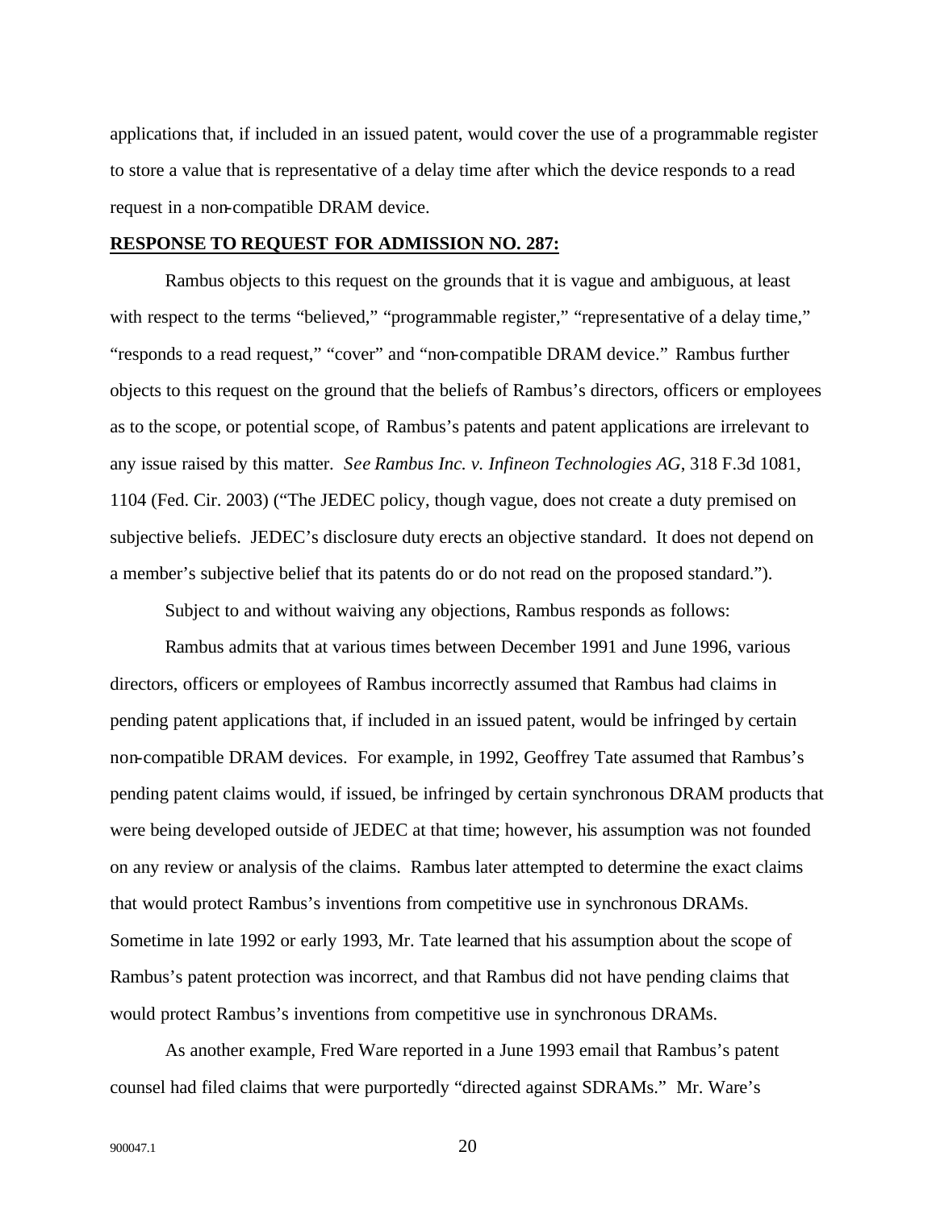applications that, if included in an issued patent, would cover the use of a programmable register to store a value that is representative of a delay time after which the device responds to a read request in a non-compatible DRAM device.

**RESPONSE TO REQUEST FOR ADMISSION NO. 287:**

Rambus objects to this request on the grounds that it is vague and ambiguous, at least with respect to the terms "believed," "programmable register," "representative of a delay time," "responds to a read request," "cover" and "non-compatible DRAM device." Rambus further objects to this request on the ground that the beliefs of Rambus's directors, officers or employees as to the scope, or potential scope, of Rambus's patents and patent applications are irrelevant to any issue raised by this matter. *See Rambus Inc. v. Infineon Technologies AG*, 318 F.3d 1081, 1104 (Fed. Cir. 2003) ("The JEDEC policy, though vague, does not create a duty premised on subjective beliefs. JEDEC's disclosure duty erects an objective standard. It does not depend on a member's subjective belief that its patents do or do not read on the proposed standard.").

Subject to and without waiving any objections, Rambus responds as follows:

Rambus admits that at various times between December 1991 and June 1996, various directors, officers or employees of Rambus incorrectly assumed that Rambus had claims in pending patent applications that, if included in an issued patent, would be infringed by certain non-compatible DRAM devices. For example, in 1992, Geoffrey Tate assumed that Rambus's pending patent claims would, if issued, be infringed by certain synchronous DRAM products that were being developed outside of JEDEC at that time; however, his assumption was not founded on any review or analysis of the claims. Rambus later attempted to determine the exact claims that would protect Rambus's inventions from competitive use in synchronous DRAMs. Sometime in late 1992 or early 1993, Mr. Tate learned that his assumption about the scope of Rambus's patent protection was incorrect, and that Rambus did not have pending claims that would protect Rambus's inventions from competitive use in synchronous DRAMs.

As another example, Fred Ware reported in a June 1993 email that Rambus's patent counsel had filed claims that were purportedly "directed against SDRAMs." Mr. Ware's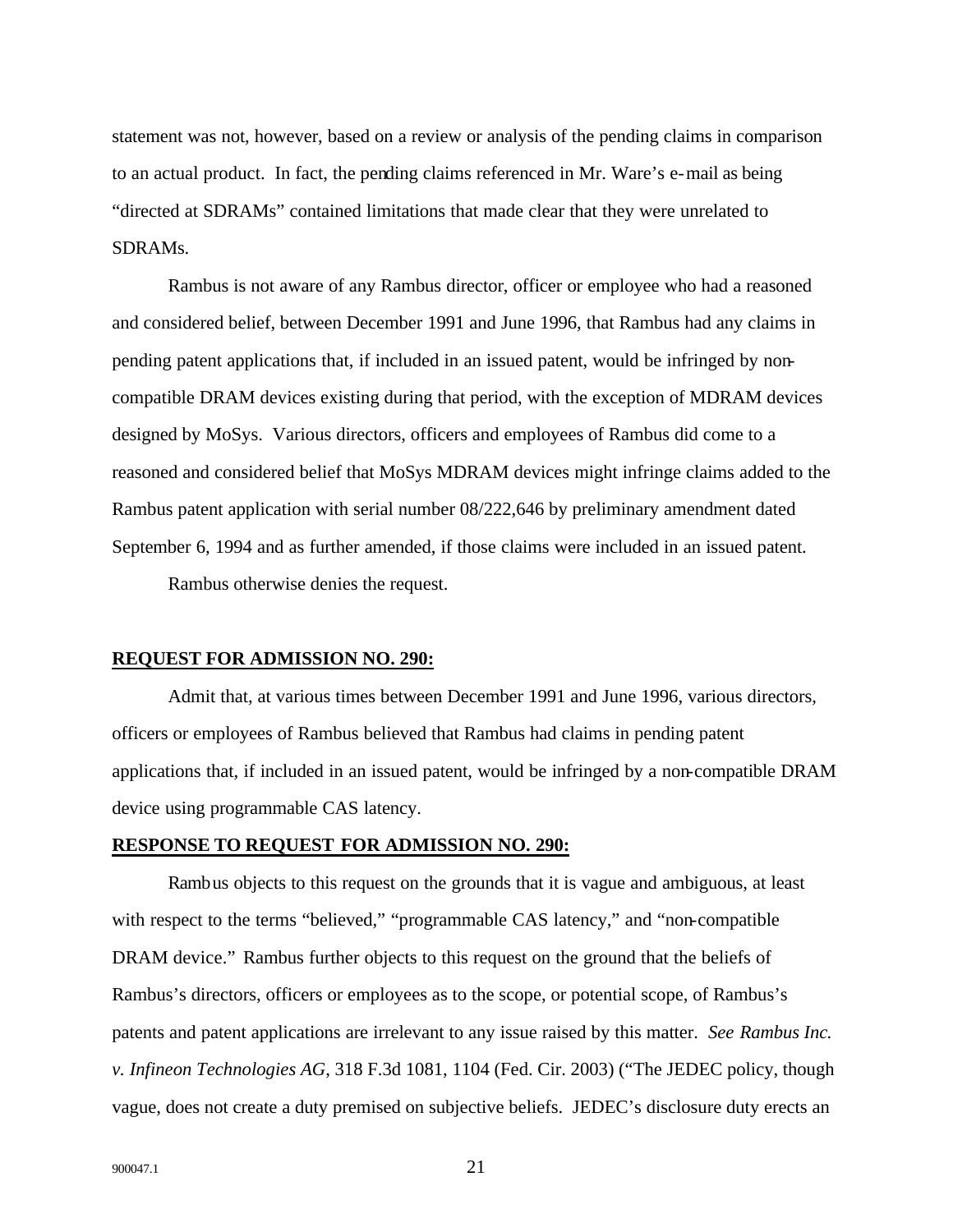statement was not, however, based on a review or analysis of the pending claims in comparison to an actual product. In fact, the pending claims referenced in Mr. Ware's e-mail as being "directed at SDRAMs" contained limitations that made clear that they were unrelated to SDRAMs.

Rambus is not aware of any Rambus director, officer or employee who had a reasoned and considered belief, between December 1991 and June 1996, that Rambus had any claims in pending patent applications that, if included in an issued patent, would be infringed by non-compatible DRAM devices existing during that period, with the exception of MDRAM devices designed by MoSys. Various directors, officers and employees of Rambus did come to a reasoned and considered belief that MoSys MDRAM devices might infringe claims added to the Rambus patent application with serial number 08/222,646 by preliminary amendment dated September 6, 1994 and as further amended, if those claims were included in an issued patent.

Rambus otherwise denies the request.

**REQUEST FOR ADMISSION NO. 290:**

Admit that, at various times between December 1991 and June 1996, various directors, officers or employees of Rambus believed that Rambus had claims in pending patent applications that, if included in an issued patent, would be infringed by a non-compatible DRAM device using programmable CAS latency.

**RESPONSE TO REQUEST FOR ADMISSION NO. 290:**

Rambus objects to this request on the grounds that it is vague and ambiguous, at least with respect to the terms "believed," "programmable CAS latency," and "non-compatible DRAM device." Rambus further objects to this request on the ground that the beliefs of Rambus's directors, officers or employees as to the scope, or potential scope, of Rambus's patents and patent applications are irrelevant to any issue raised by this matter. *See Rambus Inc. v. Infineon Technologies AG*, 318 F.3d 1081, 1104 (Fed. Cir. 2003) ("The JEDEC policy, though vague, does not create a duty premised on subjective beliefs. JEDEC's disclosure duty erects an

900047.1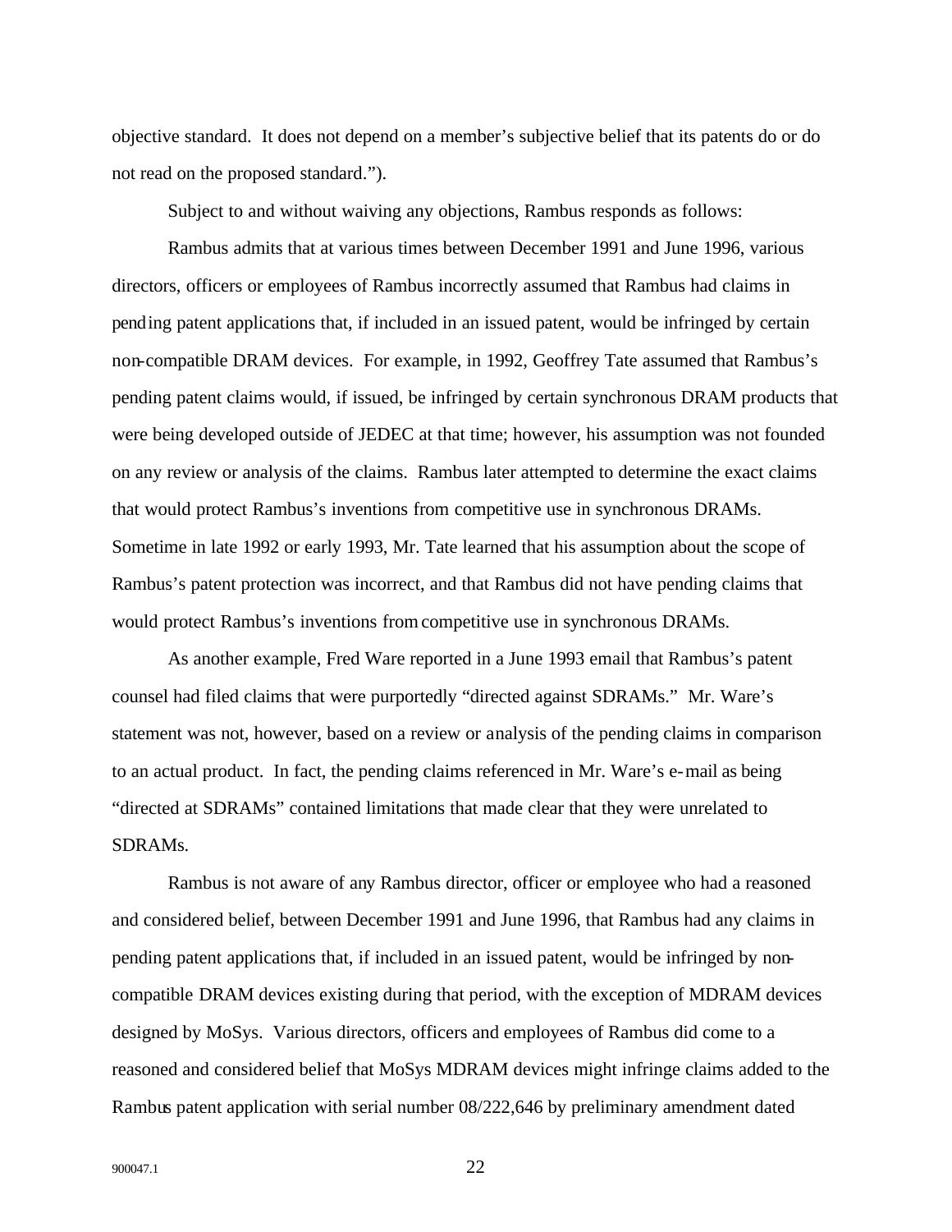objective standard. It does not depend on a member's subjective belief that its patents do or do not read on the proposed standard.").

Subject to and without waiving any objections, Rambus responds as follows:

Rambus admits that at various times between December 1991 and June 1996, various directors, officers or employees of Rambus incorrectly assumed that Rambus had claims in pending patent applications that, if included in an issued patent, would be infringed by certain non-compatible DRAM devices. For example, in 1992, Geoffrey Tate assumed that Rambus's pending patent claims would, if issued, be infringed by certain synchronous DRAM products that were being developed outside of JEDEC at that time; however, his assumption was not founded on any review or analysis of the claims. Rambus later attempted to determine the exact claims that would protect Rambus's inventions from competitive use in synchronous DRAMs. Sometime in late 1992 or early 1993, Mr. Tate learned that his assumption about the scope of Rambus's patent protection was incorrect, and that Rambus did not have pending claims that would protect Rambus's inventions from competitive use in synchronous DRAMs.

As another example, Fred Ware reported in a June 1993 email that Rambus's patent counsel had filed claims that were purportedly "directed against SDRAMs." Mr. Ware's statement was not, however, based on a review or analysis of the pending claims in comparison to an actual product. In fact, the pending claims referenced in Mr. Ware's e-mail as being "directed at SDRAMs" contained limitations that made clear that they were unrelated to SDRAMs.

Rambus is not aware of any Rambus director, officer or employee who had a reasoned and considered belief, between December 1991 and June 1996, that Rambus had any claims in pending patent applications that, if included in an issued patent, would be infringed by non-compatible DRAM devices existing during that period, with the exception of MDRAM devices designed by MoSys. Various directors, officers and employees of Rambus did come to a reasoned and considered belief that MoSys MDRAM devices might infringe claims added to the Rambus patent application with serial number 08/222,646 by preliminary amendment dated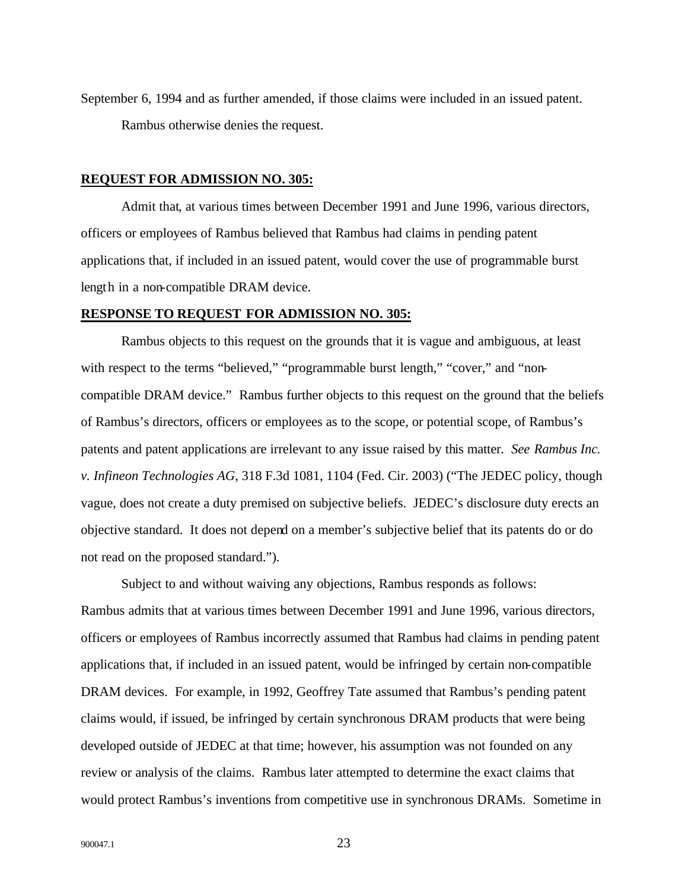September 6, 1994 and as further amended, if those claims were included in an issued patent.

Rambus otherwise denies the request.

**REQUEST FOR ADMISSION NO. 305:**

Admit that, at various times between December 1991 and June 1996, various directors, officers or employees of Rambus believed that Rambus had claims in pending patent applications that, if included in an issued patent, would cover the use of programmable burst length in a non-compatible DRAM device.

**RESPONSE TO REQUEST FOR ADMISSION NO. 305:**

Rambus objects to this request on the grounds that it is vague and ambiguous, at least with respect to the terms "believed," "programmable burst length," "cover," and "non-compatible DRAM device." Rambus further objects to this request on the ground that the beliefs of Rambus's directors, officers or employees as to the scope, or potential scope, of Rambus's patents and patent applications are irrelevant to any issue raised by this matter. *See Rambus Inc. v. Infineon Technologies AG*, 318 F.3d 1081, 1104 (Fed. Cir. 2003) ("The JEDEC policy, though vague, does not create a duty premised on subjective beliefs. JEDEC's disclosure duty erects an objective standard. It does not depend on a member's subjective belief that its patents do or do not read on the proposed standard.").

Subject to and without waiving any objections, Rambus responds as follows: Rambus admits that at various times between December 1991 and June 1996, various directors, officers or employees of Rambus incorrectly assumed that Rambus had claims in pending patent applications that, if included in an issued patent, would be infringed by certain non-compatible DRAM devices. For example, in 1992, Geoffrey Tate assumed that Rambus's pending patent claims would, if issued, be infringed by certain synchronous DRAM products that were being developed outside of JEDEC at that time; however, his assumption was not founded on any review or analysis of the claims. Rambus later attempted to determine the exact claims that would protect Rambus's inventions from competitive use in synchronous DRAMs. Sometime in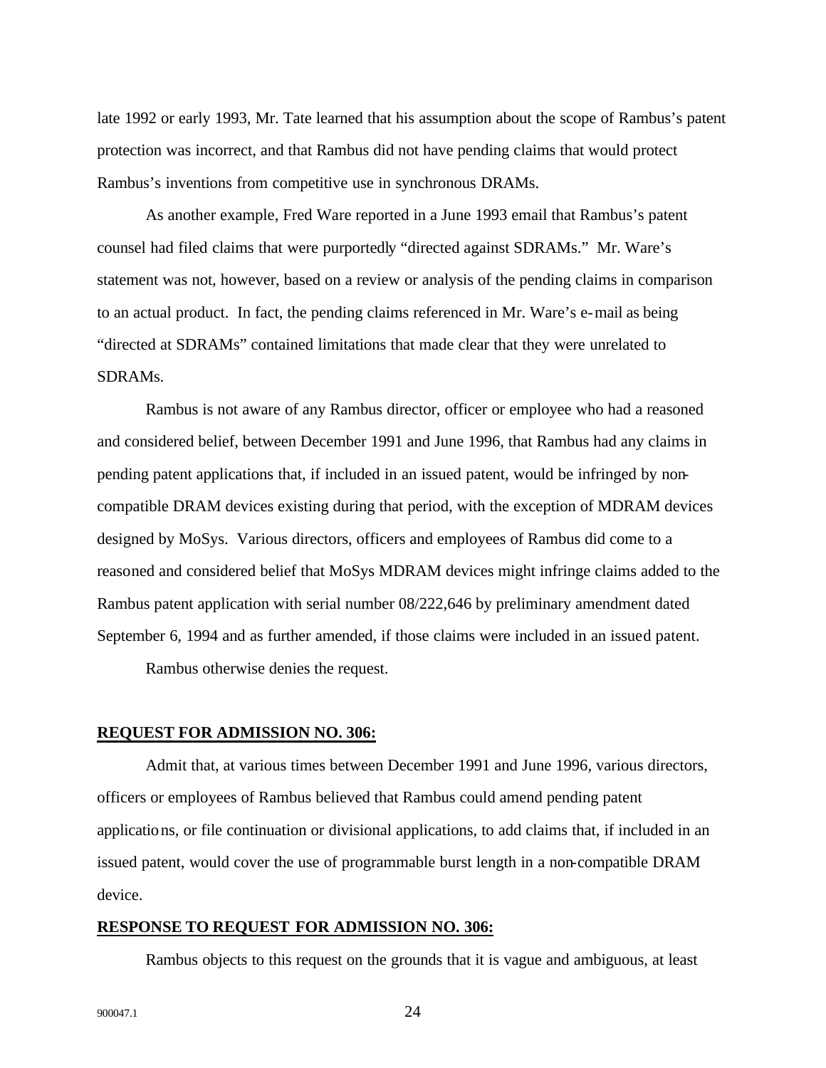late 1992 or early 1993, Mr. Tate learned that his assumption about the scope of Rambus's patent protection was incorrect, and that Rambus did not have pending claims that would protect Rambus's inventions from competitive use in synchronous DRAMs.

As another example, Fred Ware reported in a June 1993 email that Rambus's patent counsel had filed claims that were purportedly "directed against SDRAMs." Mr. Ware's statement was not, however, based on a review or analysis of the pending claims in comparison to an actual product. In fact, the pending claims referenced in Mr. Ware's e-mail as being "directed at SDRAMs" contained limitations that made clear that they were unrelated to SDRAMs.

Rambus is not aware of any Rambus director, officer or employee who had a reasoned and considered belief, between December 1991 and June 1996, that Rambus had any claims in pending patent applications that, if included in an issued patent, would be infringed by non-compatible DRAM devices existing during that period, with the exception of MDRAM devices designed by MoSys. Various directors, officers and employees of Rambus did come to a reasoned and considered belief that MoSys MDRAM devices might infringe claims added to the Rambus patent application with serial number 08/222,646 by preliminary amendment dated September 6, 1994 and as further amended, if those claims were included in an issued patent.

Rambus otherwise denies the request.

**REQUEST FOR ADMISSION NO. 306:**

Admit that, at various times between December 1991 and June 1996, various directors, officers or employees of Rambus believed that Rambus could amend pending patent applications, or file continuation or divisional applications, to add claims that, if included in an issued patent, would cover the use of programmable burst length in a non-compatible DRAM device.

**RESPONSE TO REQUEST FOR ADMISSION NO. 306:**

Rambus objects to this request on the grounds that it is vague and ambiguous, at least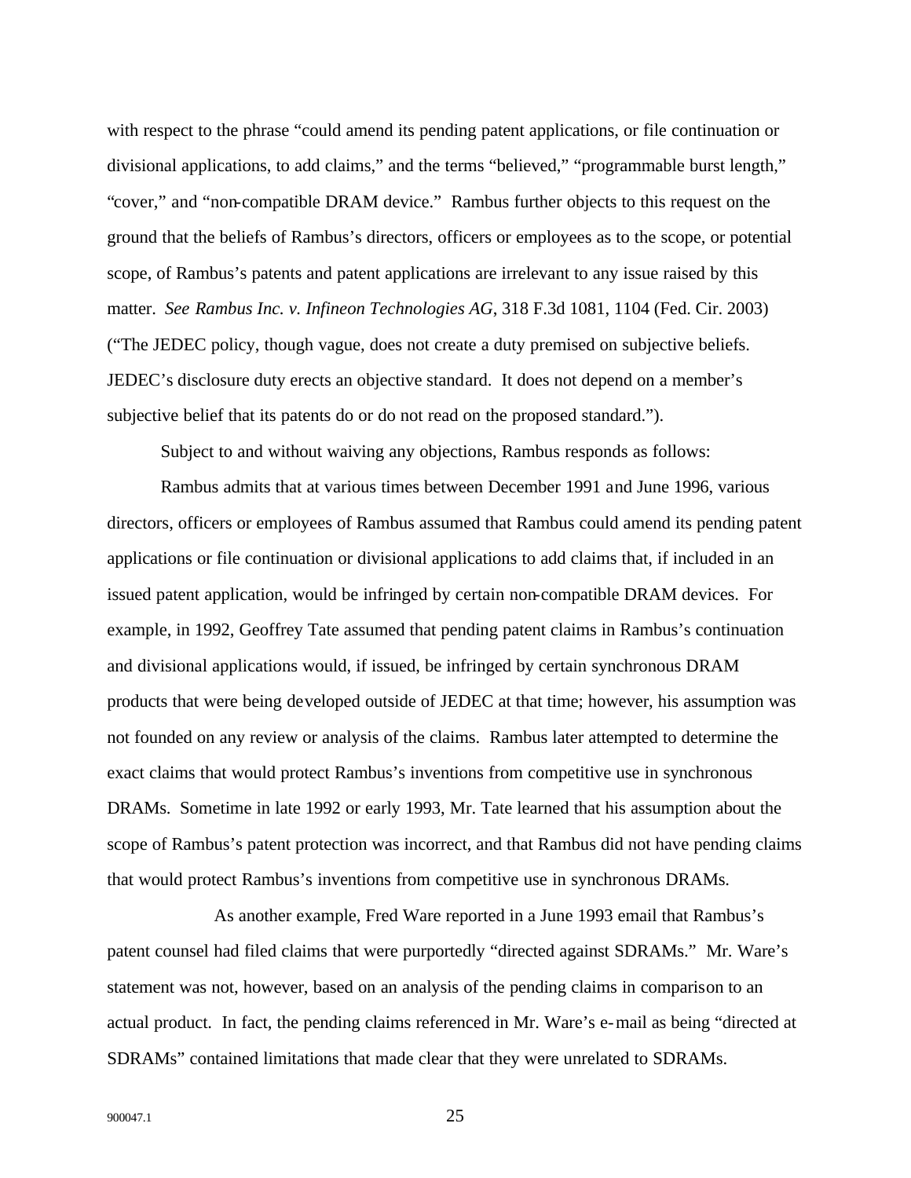with respect to the phrase "could amend its pending patent applications, or file continuation or divisional applications, to add claims," and the terms "believed," "programmable burst length," "cover," and "non-compatible DRAM device." Rambus further objects to this request on the ground that the beliefs of Rambus's directors, officers or employees as to the scope, or potential scope, of Rambus's patents and patent applications are irrelevant to any issue raised by this matter. *See Rambus Inc. v. Infineon Technologies AG*, 318 F.3d 1081, 1104 (Fed. Cir. 2003) ("The JEDEC policy, though vague, does not create a duty premised on subjective beliefs. JEDEC's disclosure duty erects an objective standard. It does not depend on a member's subjective belief that its patents do or do not read on the proposed standard.").

Subject to and without waiving any objections, Rambus responds as follows:

Rambus admits that at various times between December 1991 and June 1996, various directors, officers or employees of Rambus assumed that Rambus could amend its pending patent applications or file continuation or divisional applications to add claims that, if included in an issued patent application, would be infringed by certain non-compatible DRAM devices. For example, in 1992, Geoffrey Tate assumed that pending patent claims in Rambus's continuation and divisional applications would, if issued, be infringed by certain synchronous DRAM products that were being developed outside of JEDEC at that time; however, his assumption was not founded on any review or analysis of the claims. Rambus later attempted to determine the exact claims that would protect Rambus's inventions from competitive use in synchronous DRAMs. Sometime in late 1992 or early 1993, Mr. Tate learned that his assumption about the scope of Rambus's patent protection was incorrect, and that Rambus did not have pending claims that would protect Rambus's inventions from competitive use in synchronous DRAMs.

As another example, Fred Ware reported in a June 1993 email that Rambus's patent counsel had filed claims that were purportedly "directed against SDRAMs." Mr. Ware's statement was not, however, based on an analysis of the pending claims in comparison to an actual product. In fact, the pending claims referenced in Mr. Ware's e-mail as being "directed at SDRAMs" contained limitations that made clear that they were unrelated to SDRAMs.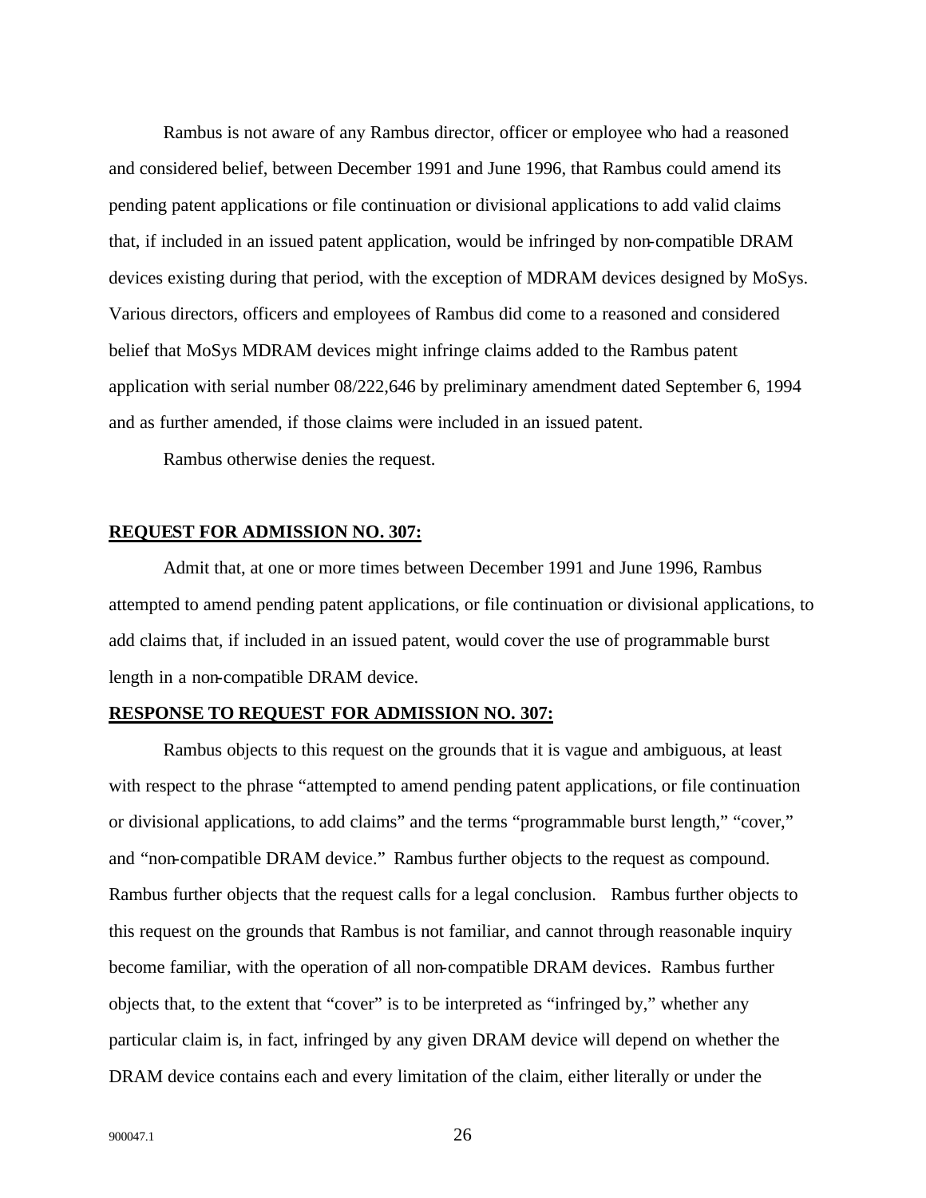Rambus is not aware of any Rambus director, officer or employee who had a reasoned and considered belief, between December 1991 and June 1996, that Rambus could amend its pending patent applications or file continuation or divisional applications to add valid claims that, if included in an issued patent application, would be infringed by non-compatible DRAM devices existing during that period, with the exception of MDRAM devices designed by MoSys. Various directors, officers and employees of Rambus did come to a reasoned and considered belief that MoSys MDRAM devices might infringe claims added to the Rambus patent application with serial number 08/222,646 by preliminary amendment dated September 6, 1994 and as further amended, if those claims were included in an issued patent.

Rambus otherwise denies the request.

**REQUEST FOR ADMISSION NO. 307:**

Admit that, at one or more times between December 1991 and June 1996, Rambus attempted to amend pending patent applications, or file continuation or divisional applications, to add claims that, if included in an issued patent, would cover the use of programmable burst length in a non-compatible DRAM device.

**RESPONSE TO REQUEST FOR ADMISSION NO. 307:**

Rambus objects to this request on the grounds that it is vague and ambiguous, at least with respect to the phrase "attempted to amend pending patent applications, or file continuation or divisional applications, to add claims" and the terms "programmable burst length," "cover," and "non-compatible DRAM device." Rambus further objects to the request as compound. Rambus further objects that the request calls for a legal conclusion. Rambus further objects to this request on the grounds that Rambus is not familiar, and cannot through reasonable inquiry become familiar, with the operation of all non-compatible DRAM devices. Rambus further objects that, to the extent that "cover" is to be interpreted as "infringed by," whether any particular claim is, in fact, infringed by any given DRAM device will depend on whether the DRAM device contains each and every limitation of the claim, either literally or under the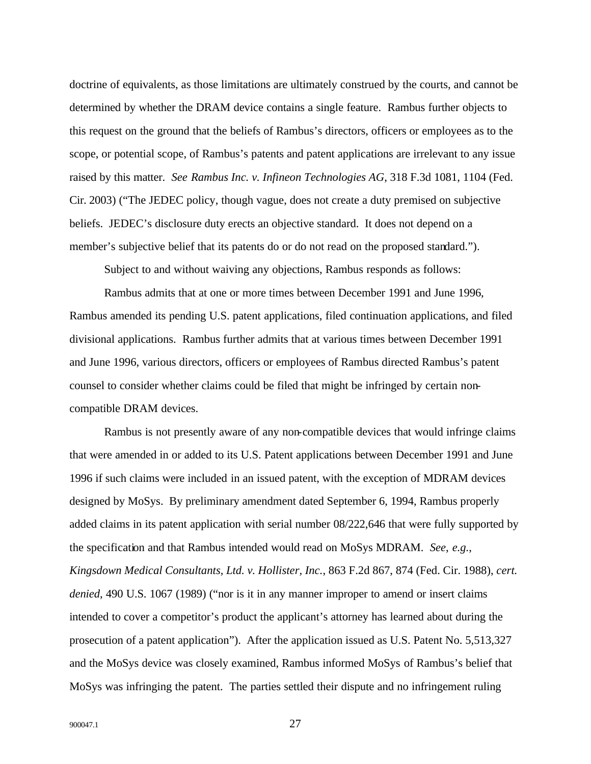doctrine of equivalents, as those limitations are ultimately construed by the courts, and cannot be determined by whether the DRAM device contains a single feature. Rambus further objects to this request on the ground that the beliefs of Rambus's directors, officers or employees as to the scope, or potential scope, of Rambus's patents and patent applications are irrelevant to any issue raised by this matter. *See Rambus Inc. v. Infineon Technologies AG*, 318 F.3d 1081, 1104 (Fed. Cir. 2003) ("The JEDEC policy, though vague, does not create a duty premised on subjective beliefs. JEDEC's disclosure duty erects an objective standard. It does not depend on a member's subjective belief that its patents do or do not read on the proposed standard.").

Subject to and without waiving any objections, Rambus responds as follows:

Rambus admits that at one or more times between December 1991 and June 1996, Rambus amended its pending U.S. patent applications, filed continuation applications, and filed divisional applications. Rambus further admits that at various times between December 1991 and June 1996, various directors, officers or employees of Rambus directed Rambus's patent counsel to consider whether claims could be filed that might be infringed by certain non-compatible DRAM devices.

Rambus is not presently aware of any non-compatible devices that would infringe claims that were amended in or added to its U.S. Patent applications between December 1991 and June 1996 if such claims were included in an issued patent, with the exception of MDRAM devices designed by MoSys. By preliminary amendment dated September 6, 1994, Rambus properly added claims in its patent application with serial number 08/222,646 that were fully supported by the specification and that Rambus intended would read on MoSys MDRAM. *See*, *e.g.*, *Kingsdown Medical Consultants, Ltd. v. Hollister, Inc.*, 863 F.2d 867, 874 (Fed. Cir. 1988), *cert. denied*, 490 U.S. 1067 (1989) ("nor is it in any manner improper to amend or insert claims intended to cover a competitor's product the applicant's attorney has learned about during the prosecution of a patent application"). After the application issued as U.S. Patent No. 5,513,327 and the MoSys device was closely examined, Rambus informed MoSys of Rambus's belief that MoSys was infringing the patent. The parties settled their dispute and no infringement ruling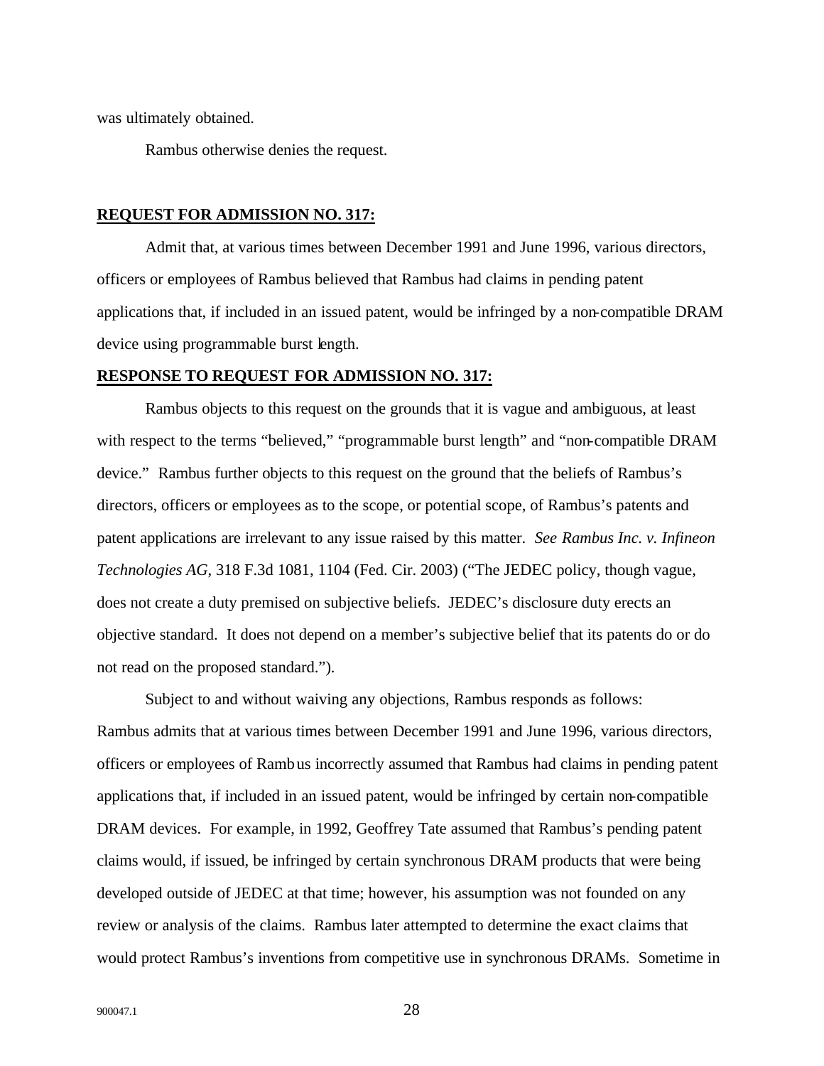was ultimately obtained.

Rambus otherwise denies the request.

**REQUEST FOR ADMISSION NO. 317:**

Admit that, at various times between December 1991 and June 1996, various directors, officers or employees of Rambus believed that Rambus had claims in pending patent applications that, if included in an issued patent, would be infringed by a non-compatible DRAM device using programmable burst length.

**RESPONSE TO REQUEST FOR ADMISSION NO. 317:**

Rambus objects to this request on the grounds that it is vague and ambiguous, at least with respect to the terms "believed," "programmable burst length" and "non-compatible DRAM device." Rambus further objects to this request on the ground that the beliefs of Rambus's directors, officers or employees as to the scope, or potential scope, of Rambus's patents and patent applications are irrelevant to any issue raised by this matter. *See Rambus Inc. v. Infineon Technologies AG*, 318 F.3d 1081, 1104 (Fed. Cir. 2003) ("The JEDEC policy, though vague, does not create a duty premised on subjective beliefs. JEDEC's disclosure duty erects an objective standard. It does not depend on a member's subjective belief that its patents do or do not read on the proposed standard.").

Subject to and without waiving any objections, Rambus responds as follows: Rambus admits that at various times between December 1991 and June 1996, various directors, officers or employees of Rambus incorrectly assumed that Rambus had claims in pending patent applications that, if included in an issued patent, would be infringed by certain non-compatible DRAM devices. For example, in 1992, Geoffrey Tate assumed that Rambus's pending patent claims would, if issued, be infringed by certain synchronous DRAM products that were being developed outside of JEDEC at that time; however, his assumption was not founded on any review or analysis of the claims. Rambus later attempted to determine the exact claims that would protect Rambus's inventions from competitive use in synchronous DRAMs. Sometime in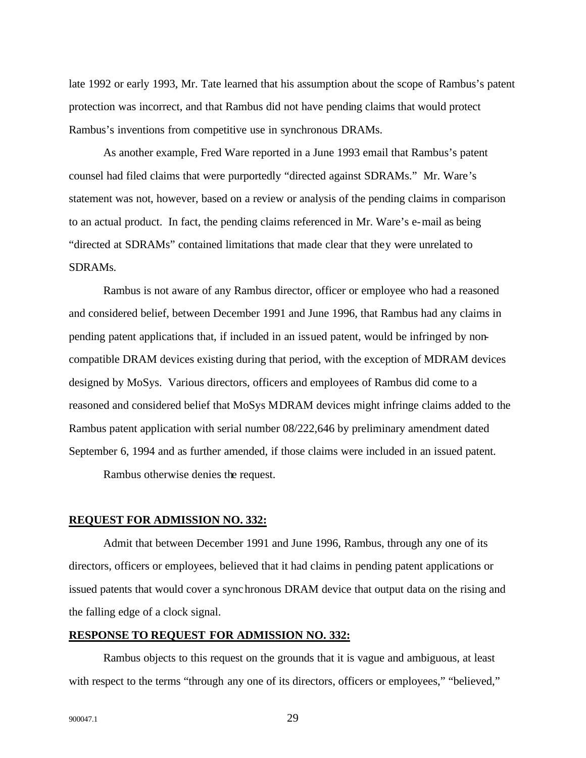late 1992 or early 1993, Mr. Tate learned that his assumption about the scope of Rambus's patent protection was incorrect, and that Rambus did not have pending claims that would protect Rambus's inventions from competitive use in synchronous DRAMs.

As another example, Fred Ware reported in a June 1993 email that Rambus's patent counsel had filed claims that were purportedly "directed against SDRAMs." Mr. Ware's statement was not, however, based on a review or analysis of the pending claims in comparison to an actual product. In fact, the pending claims referenced in Mr. Ware's e-mail as being "directed at SDRAMs" contained limitations that made clear that they were unrelated to SDRAMs.

Rambus is not aware of any Rambus director, officer or employee who had a reasoned and considered belief, between December 1991 and June 1996, that Rambus had any claims in pending patent applications that, if included in an issued patent, would be infringed by non-compatible DRAM devices existing during that period, with the exception of MDRAM devices designed by MoSys. Various directors, officers and employees of Rambus did come to a reasoned and considered belief that MoSys MDRAM devices might infringe claims added to the Rambus patent application with serial number 08/222,646 by preliminary amendment dated September 6, 1994 and as further amended, if those claims were included in an issued patent.

Rambus otherwise denies the request.

**REQUEST FOR ADMISSION NO. 332:**

Admit that between December 1991 and June 1996, Rambus, through any one of its directors, officers or employees, believed that it had claims in pending patent applications or issued patents that would cover a synchronous DRAM device that output data on the rising and the falling edge of a clock signal.

**RESPONSE TO REQUEST FOR ADMISSION NO. 332:**

Rambus objects to this request on the grounds that it is vague and ambiguous, at least with respect to the terms "through any one of its directors, officers or employees," "believed,"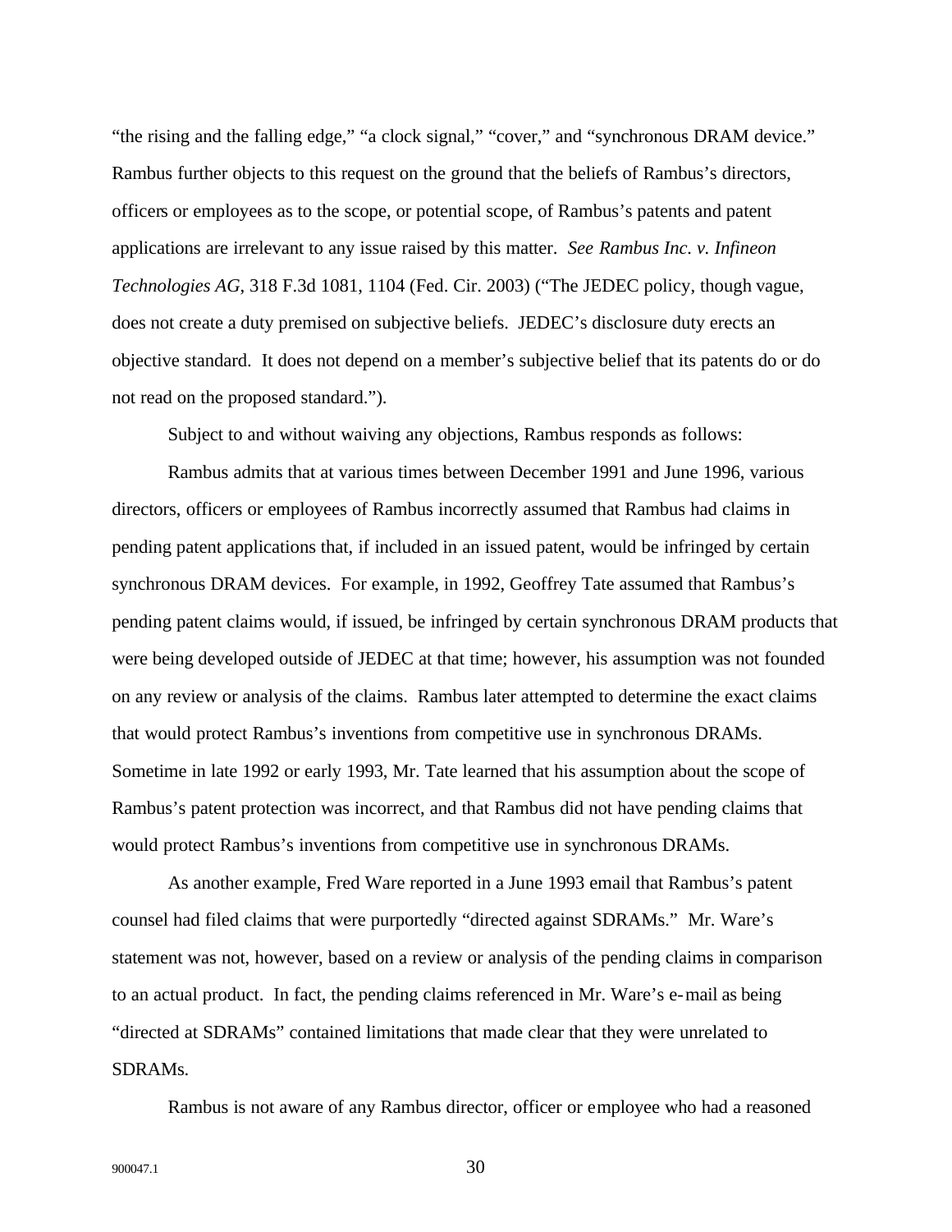"the rising and the falling edge," "a clock signal," "cover," and "synchronous DRAM device." Rambus further objects to this request on the ground that the beliefs of Rambus's directors, officers or employees as to the scope, or potential scope, of Rambus's patents and patent applications are irrelevant to any issue raised by this matter. *See Rambus Inc. v. Infineon Technologies AG*, 318 F.3d 1081, 1104 (Fed. Cir. 2003) ("The JEDEC policy, though vague, does not create a duty premised on subjective beliefs. JEDEC's disclosure duty erects an objective standard. It does not depend on a member's subjective belief that its patents do or do not read on the proposed standard.").

Subject to and without waiving any objections, Rambus responds as follows:

Rambus admits that at various times between December 1991 and June 1996, various directors, officers or employees of Rambus incorrectly assumed that Rambus had claims in pending patent applications that, if included in an issued patent, would be infringed by certain synchronous DRAM devices. For example, in 1992, Geoffrey Tate assumed that Rambus's pending patent claims would, if issued, be infringed by certain synchronous DRAM products that were being developed outside of JEDEC at that time; however, his assumption was not founded on any review or analysis of the claims. Rambus later attempted to determine the exact claims that would protect Rambus's inventions from competitive use in synchronous DRAMs. Sometime in late 1992 or early 1993, Mr. Tate learned that his assumption about the scope of Rambus's patent protection was incorrect, and that Rambus did not have pending claims that would protect Rambus's inventions from competitive use in synchronous DRAMs.

As another example, Fred Ware reported in a June 1993 email that Rambus's patent counsel had filed claims that were purportedly "directed against SDRAMs." Mr. Ware's statement was not, however, based on a review or analysis of the pending claims in comparison to an actual product. In fact, the pending claims referenced in Mr. Ware's e-mail as being "directed at SDRAMs" contained limitations that made clear that they were unrelated to SDRAMs.

Rambus is not aware of any Rambus director, officer or employee who had a reasoned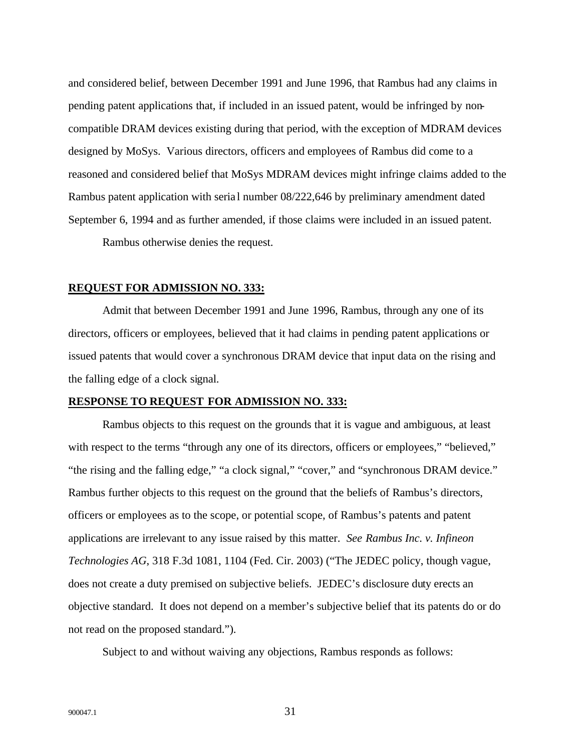and considered belief, between December 1991 and June 1996, that Rambus had any claims in pending patent applications that, if included in an issued patent, would be infringed by non-compatible DRAM devices existing during that period, with the exception of MDRAM devices designed by MoSys. Various directors, officers and employees of Rambus did come to a reasoned and considered belief that MoSys MDRAM devices might infringe claims added to the Rambus patent application with serial number 08/222,646 by preliminary amendment dated September 6, 1994 and as further amended, if those claims were included in an issued patent.

Rambus otherwise denies the request.

**REQUEST FOR ADMISSION NO. 333:**

Admit that between December 1991 and June 1996, Rambus, through any one of its directors, officers or employees, believed that it had claims in pending patent applications or issued patents that would cover a synchronous DRAM device that input data on the rising and the falling edge of a clock signal.

**RESPONSE TO REQUEST FOR ADMISSION NO. 333:**

Rambus objects to this request on the grounds that it is vague and ambiguous, at least with respect to the terms "through any one of its directors, officers or employees," "believed," "the rising and the falling edge," "a clock signal," "cover," and "synchronous DRAM device." Rambus further objects to this request on the ground that the beliefs of Rambus's directors, officers or employees as to the scope, or potential scope, of Rambus's patents and patent applications are irrelevant to any issue raised by this matter. *See Rambus Inc. v. Infineon Technologies AG*, 318 F.3d 1081, 1104 (Fed. Cir. 2003) ("The JEDEC policy, though vague, does not create a duty premised on subjective beliefs. JEDEC's disclosure duty erects an objective standard. It does not depend on a member's subjective belief that its patents do or do not read on the proposed standard.").

Subject to and without waiving any objections, Rambus responds as follows: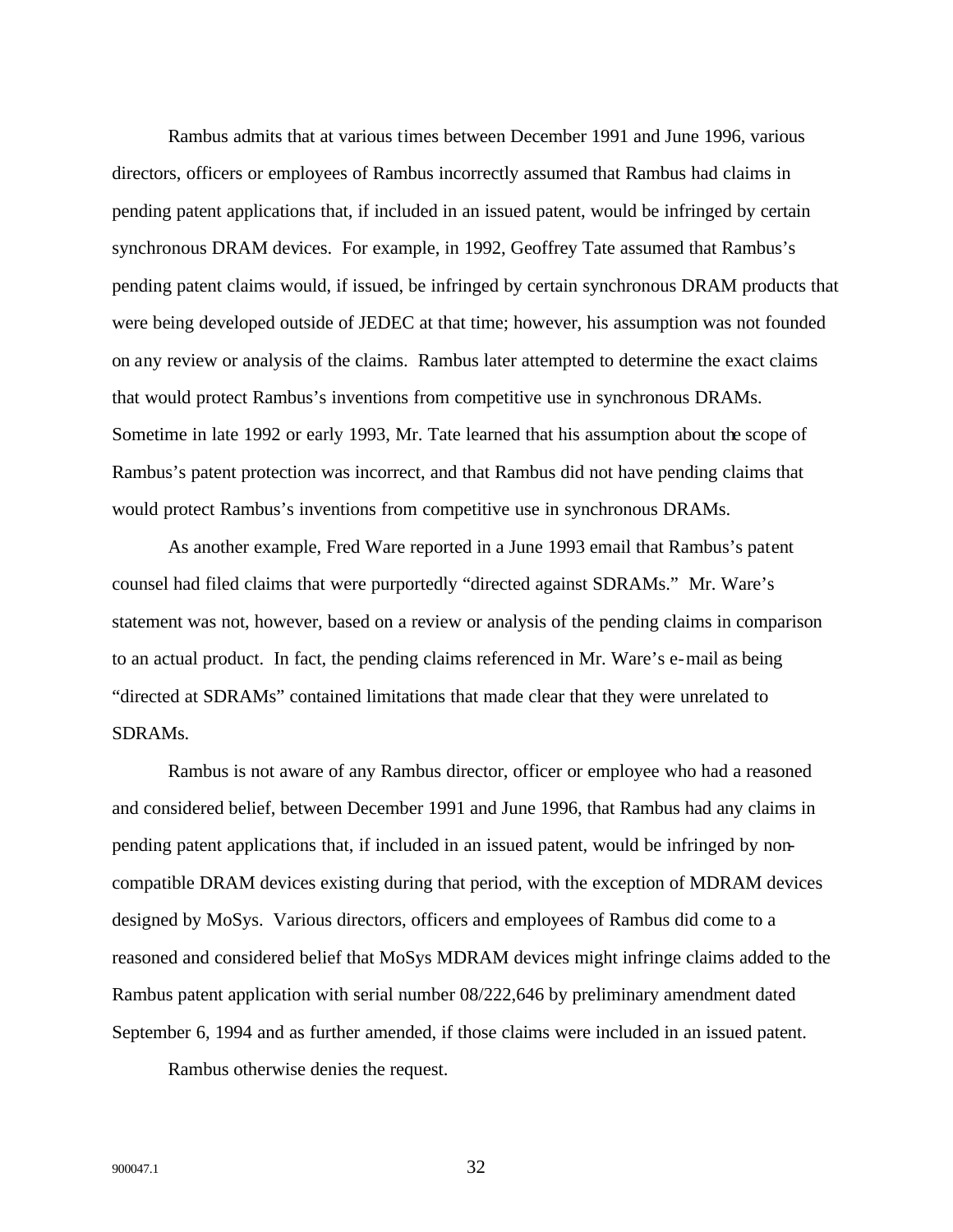Rambus admits that at various times between December 1991 and June 1996, various directors, officers or employees of Rambus incorrectly assumed that Rambus had claims in pending patent applications that, if included in an issued patent, would be infringed by certain synchronous DRAM devices. For example, in 1992, Geoffrey Tate assumed that Rambus's pending patent claims would, if issued, be infringed by certain synchronous DRAM products that were being developed outside of JEDEC at that time; however, his assumption was not founded on any review or analysis of the claims. Rambus later attempted to determine the exact claims that would protect Rambus's inventions from competitive use in synchronous DRAMs. Sometime in late 1992 or early 1993, Mr. Tate learned that his assumption about the scope of Rambus's patent protection was incorrect, and that Rambus did not have pending claims that would protect Rambus's inventions from competitive use in synchronous DRAMs.

As another example, Fred Ware reported in a June 1993 email that Rambus's patent counsel had filed claims that were purportedly "directed against SDRAMs." Mr. Ware's statement was not, however, based on a review or analysis of the pending claims in comparison to an actual product. In fact, the pending claims referenced in Mr. Ware's e-mail as being "directed at SDRAMs" contained limitations that made clear that they were unrelated to SDRAMs.

Rambus is not aware of any Rambus director, officer or employee who had a reasoned and considered belief, between December 1991 and June 1996, that Rambus had any claims in pending patent applications that, if included in an issued patent, would be infringed by non-compatible DRAM devices existing during that period, with the exception of MDRAM devices designed by MoSys. Various directors, officers and employees of Rambus did come to a reasoned and considered belief that MoSys MDRAM devices might infringe claims added to the Rambus patent application with serial number 08/222,646 by preliminary amendment dated September 6, 1994 and as further amended, if those claims were included in an issued patent.

Rambus otherwise denies the request.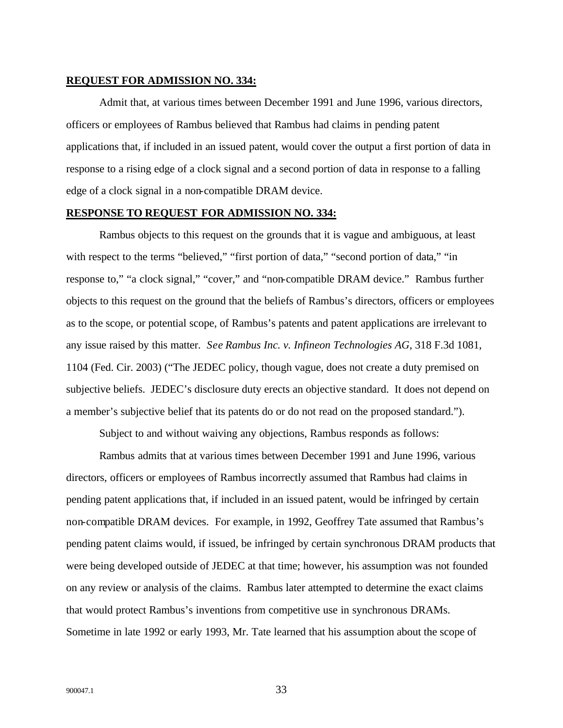**REQUEST FOR ADMISSION NO. 334:**

Admit that, at various times between December 1991 and June 1996, various directors, officers or employees of Rambus believed that Rambus had claims in pending patent applications that, if included in an issued patent, would cover the output a first portion of data in response to a rising edge of a clock signal and a second portion of data in response to a falling edge of a clock signal in a non-compatible DRAM device.

**RESPONSE TO REQUEST FOR ADMISSION NO. 334:**

Rambus objects to this request on the grounds that it is vague and ambiguous, at least with respect to the terms "believed," "first portion of data," "second portion of data," "in response to," "a clock signal," "cover," and "non-compatible DRAM device." Rambus further objects to this request on the ground that the beliefs of Rambus's directors, officers or employees as to the scope, or potential scope, of Rambus's patents and patent applications are irrelevant to any issue raised by this matter. *See Rambus Inc. v. Infineon Technologies AG*, 318 F.3d 1081, 1104 (Fed. Cir. 2003) ("The JEDEC policy, though vague, does not create a duty premised on subjective beliefs. JEDEC's disclosure duty erects an objective standard. It does not depend on a member's subjective belief that its patents do or do not read on the proposed standard.").

Subject to and without waiving any objections, Rambus responds as follows:

Rambus admits that at various times between December 1991 and June 1996, various directors, officers or employees of Rambus incorrectly assumed that Rambus had claims in pending patent applications that, if included in an issued patent, would be infringed by certain non-compatible DRAM devices. For example, in 1992, Geoffrey Tate assumed that Rambus's pending patent claims would, if issued, be infringed by certain synchronous DRAM products that were being developed outside of JEDEC at that time; however, his assumption was not founded on any review or analysis of the claims. Rambus later attempted to determine the exact claims that would protect Rambus's inventions from competitive use in synchronous DRAMs. Sometime in late 1992 or early 1993, Mr. Tate learned that his assumption about the scope of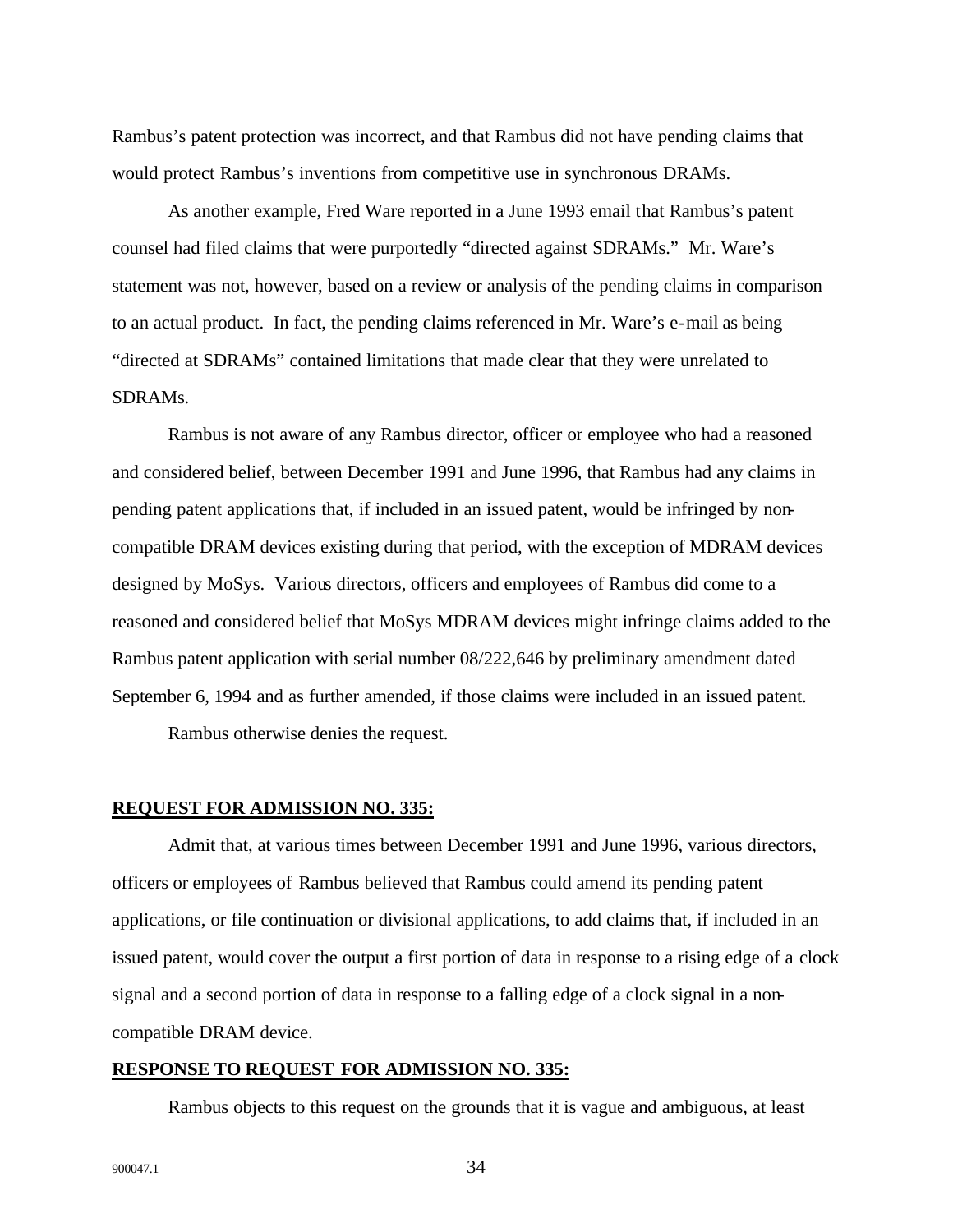Rambus's patent protection was incorrect, and that Rambus did not have pending claims that would protect Rambus's inventions from competitive use in synchronous DRAMs.

As another example, Fred Ware reported in a June 1993 email that Rambus's patent counsel had filed claims that were purportedly "directed against SDRAMs." Mr. Ware's statement was not, however, based on a review or analysis of the pending claims in comparison to an actual product. In fact, the pending claims referenced in Mr. Ware's e-mail as being "directed at SDRAMs" contained limitations that made clear that they were unrelated to SDRAMs.

Rambus is not aware of any Rambus director, officer or employee who had a reasoned and considered belief, between December 1991 and June 1996, that Rambus had any claims in pending patent applications that, if included in an issued patent, would be infringed by non-compatible DRAM devices existing during that period, with the exception of MDRAM devices designed by MoSys. Various directors, officers and employees of Rambus did come to a reasoned and considered belief that MoSys MDRAM devices might infringe claims added to the Rambus patent application with serial number 08/222,646 by preliminary amendment dated September 6, 1994 and as further amended, if those claims were included in an issued patent.

Rambus otherwise denies the request.

**REQUEST FOR ADMISSION NO. 335:**

Admit that, at various times between December 1991 and June 1996, various directors, officers or employees of Rambus believed that Rambus could amend its pending patent applications, or file continuation or divisional applications, to add claims that, if included in an issued patent, would cover the output a first portion of data in response to a rising edge of a clock signal and a second portion of data in response to a falling edge of a clock signal in a non-compatible DRAM device.

**RESPONSE TO REQUEST FOR ADMISSION NO. 335:**

Rambus objects to this request on the grounds that it is vague and ambiguous, at least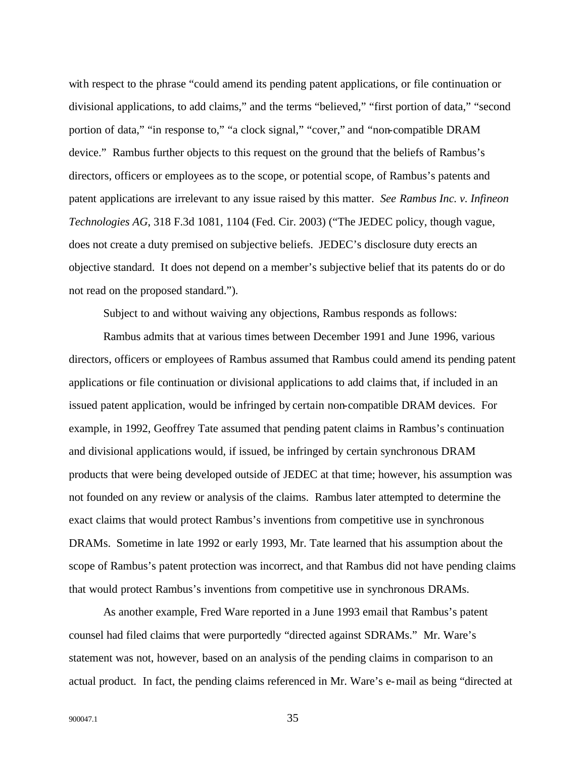with respect to the phrase "could amend its pending patent applications, or file continuation or divisional applications, to add claims," and the terms "believed," "first portion of data," "second portion of data," "in response to," "a clock signal," "cover," and "non-compatible DRAM device." Rambus further objects to this request on the ground that the beliefs of Rambus's directors, officers or employees as to the scope, or potential scope, of Rambus's patents and patent applications are irrelevant to any issue raised by this matter. *See Rambus Inc. v. Infineon Technologies AG*, 318 F.3d 1081, 1104 (Fed. Cir. 2003) ("The JEDEC policy, though vague, does not create a duty premised on subjective beliefs. JEDEC's disclosure duty erects an objective standard. It does not depend on a member's subjective belief that its patents do or do not read on the proposed standard.").

Subject to and without waiving any objections, Rambus responds as follows:

Rambus admits that at various times between December 1991 and June 1996, various directors, officers or employees of Rambus assumed that Rambus could amend its pending patent applications or file continuation or divisional applications to add claims that, if included in an issued patent application, would be infringed by certain non-compatible DRAM devices. For example, in 1992, Geoffrey Tate assumed that pending patent claims in Rambus's continuation and divisional applications would, if issued, be infringed by certain synchronous DRAM products that were being developed outside of JEDEC at that time; however, his assumption was not founded on any review or analysis of the claims. Rambus later attempted to determine the exact claims that would protect Rambus's inventions from competitive use in synchronous DRAMs. Sometime in late 1992 or early 1993, Mr. Tate learned that his assumption about the scope of Rambus's patent protection was incorrect, and that Rambus did not have pending claims that would protect Rambus's inventions from competitive use in synchronous DRAMs.

As another example, Fred Ware reported in a June 1993 email that Rambus's patent counsel had filed claims that were purportedly "directed against SDRAMs." Mr. Ware's statement was not, however, based on an analysis of the pending claims in comparison to an actual product. In fact, the pending claims referenced in Mr. Ware's e-mail as being "directed at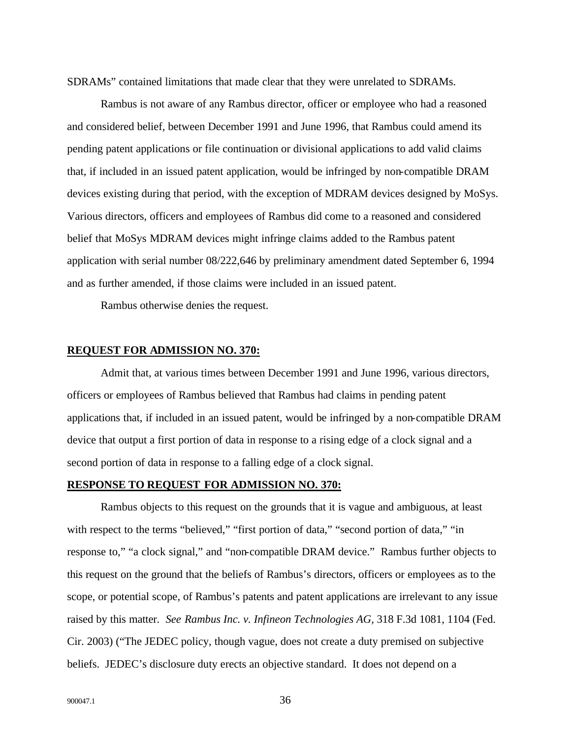SDRAMs" contained limitations that made clear that they were unrelated to SDRAMs.

Rambus is not aware of any Rambus director, officer or employee who had a reasoned and considered belief, between December 1991 and June 1996, that Rambus could amend its pending patent applications or file continuation or divisional applications to add valid claims that, if included in an issued patent application, would be infringed by non-compatible DRAM devices existing during that period, with the exception of MDRAM devices designed by MoSys. Various directors, officers and employees of Rambus did come to a reasoned and considered belief that MoSys MDRAM devices might infringe claims added to the Rambus patent application with serial number 08/222,646 by preliminary amendment dated September 6, 1994 and as further amended, if those claims were included in an issued patent.

Rambus otherwise denies the request.

**REQUEST FOR ADMISSION NO. 370:**

Admit that, at various times between December 1991 and June 1996, various directors, officers or employees of Rambus believed that Rambus had claims in pending patent applications that, if included in an issued patent, would be infringed by a non-compatible DRAM device that output a first portion of data in response to a rising edge of a clock signal and a second portion of data in response to a falling edge of a clock signal.

**RESPONSE TO REQUEST FOR ADMISSION NO. 370:**

Rambus objects to this request on the grounds that it is vague and ambiguous, at least with respect to the terms "believed," "first portion of data," "second portion of data," "in response to," "a clock signal," and "non-compatible DRAM device." Rambus further objects to this request on the ground that the beliefs of Rambus's directors, officers or employees as to the scope, or potential scope, of Rambus's patents and patent applications are irrelevant to any issue raised by this matter. *See Rambus Inc. v. Infineon Technologies AG*, 318 F.3d 1081, 1104 (Fed. Cir. 2003) ("The JEDEC policy, though vague, does not create a duty premised on subjective beliefs. JEDEC's disclosure duty erects an objective standard. It does not depend on a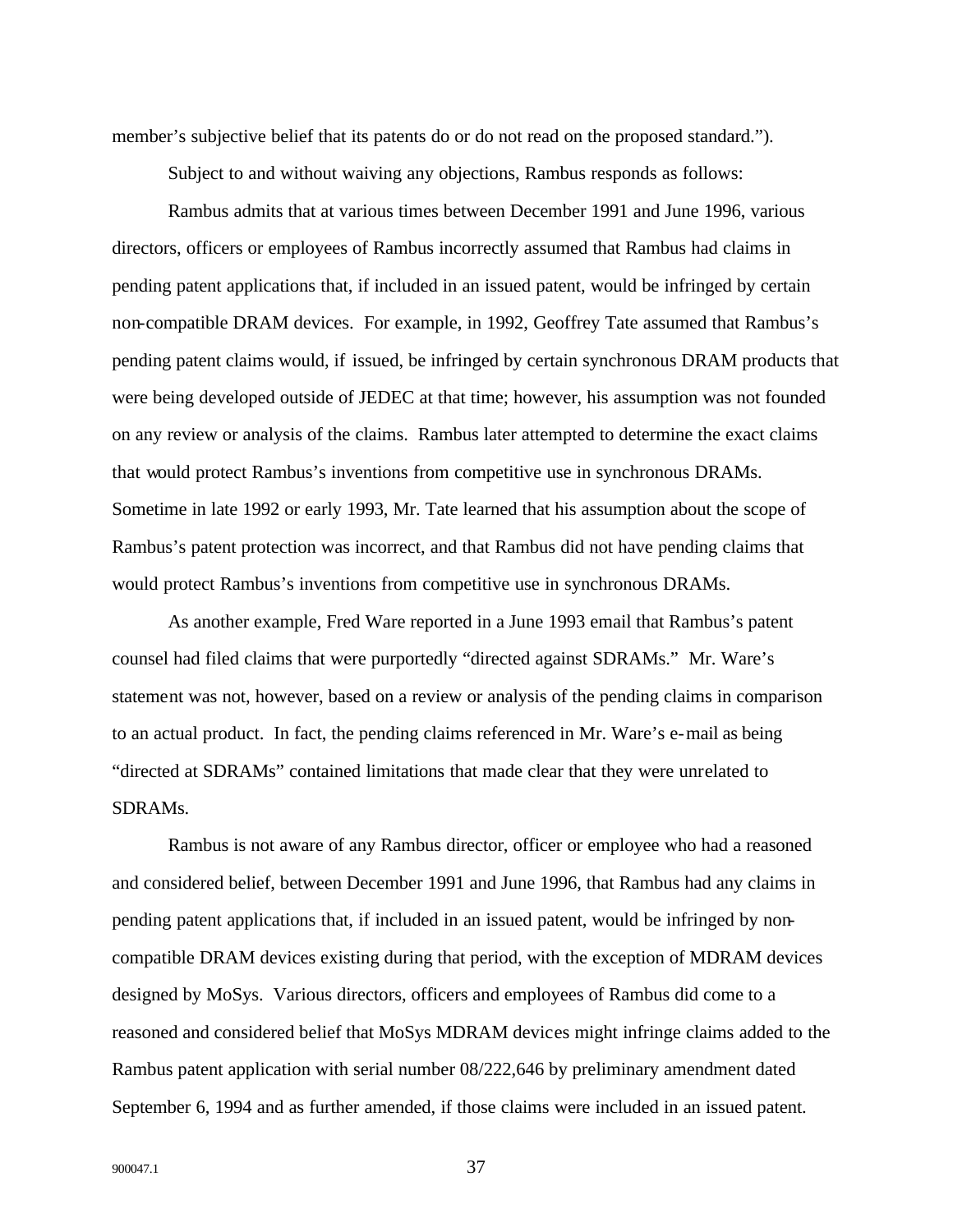member's subjective belief that its patents do or do not read on the proposed standard.").

Subject to and without waiving any objections, Rambus responds as follows:

Rambus admits that at various times between December 1991 and June 1996, various directors, officers or employees of Rambus incorrectly assumed that Rambus had claims in pending patent applications that, if included in an issued patent, would be infringed by certain non-compatible DRAM devices. For example, in 1992, Geoffrey Tate assumed that Rambus's pending patent claims would, if issued, be infringed by certain synchronous DRAM products that were being developed outside of JEDEC at that time; however, his assumption was not founded on any review or analysis of the claims. Rambus later attempted to determine the exact claims that would protect Rambus's inventions from competitive use in synchronous DRAMs. Sometime in late 1992 or early 1993, Mr. Tate learned that his assumption about the scope of Rambus's patent protection was incorrect, and that Rambus did not have pending claims that would protect Rambus's inventions from competitive use in synchronous DRAMs.

As another example, Fred Ware reported in a June 1993 email that Rambus's patent counsel had filed claims that were purportedly "directed against SDRAMs." Mr. Ware's statement was not, however, based on a review or analysis of the pending claims in comparison to an actual product. In fact, the pending claims referenced in Mr. Ware's e-mail as being "directed at SDRAMs" contained limitations that made clear that they were unrelated to SDRAMs.

Rambus is not aware of any Rambus director, officer or employee who had a reasoned and considered belief, between December 1991 and June 1996, that Rambus had any claims in pending patent applications that, if included in an issued patent, would be infringed by non-compatible DRAM devices existing during that period, with the exception of MDRAM devices designed by MoSys. Various directors, officers and employees of Rambus did come to a reasoned and considered belief that MoSys MDRAM devices might infringe claims added to the Rambus patent application with serial number 08/222,646 by preliminary amendment dated September 6, 1994 and as further amended, if those claims were included in an issued patent.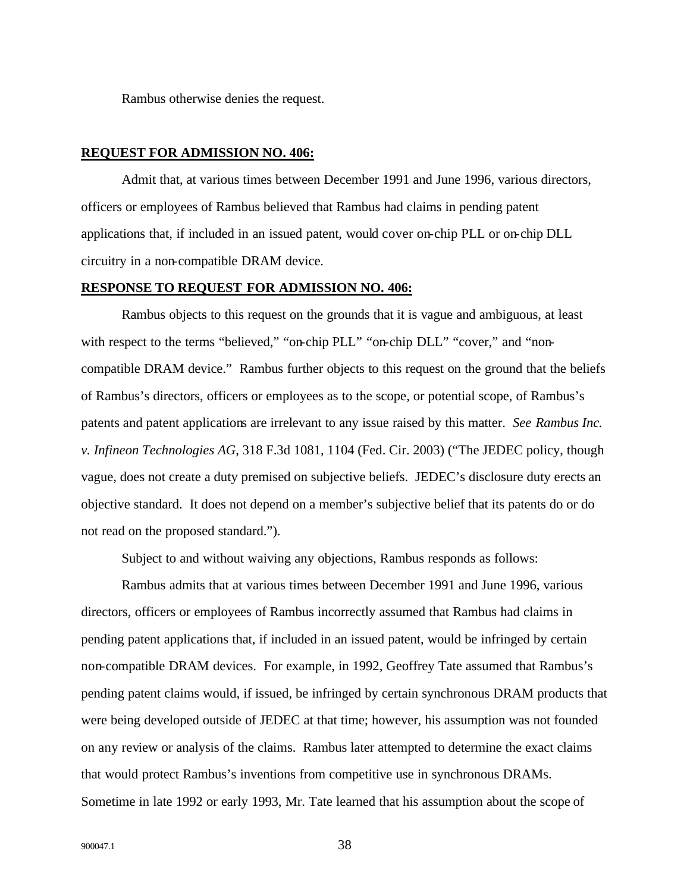Rambus otherwise denies the request.

**REQUEST FOR ADMISSION NO. 406:**

Admit that, at various times between December 1991 and June 1996, various directors, officers or employees of Rambus believed that Rambus had claims in pending patent applications that, if included in an issued patent, would cover on-chip PLL or on-chip DLL circuitry in a non-compatible DRAM device.

**RESPONSE TO REQUEST FOR ADMISSION NO. 406:**

Rambus objects to this request on the grounds that it is vague and ambiguous, at least with respect to the terms "believed," "on-chip PLL" "on-chip DLL" "cover," and "non-compatible DRAM device." Rambus further objects to this request on the ground that the beliefs of Rambus's directors, officers or employees as to the scope, or potential scope, of Rambus's patents and patent applications are irrelevant to any issue raised by this matter. *See Rambus Inc. v. Infineon Technologies AG*, 318 F.3d 1081, 1104 (Fed. Cir. 2003) ("The JEDEC policy, though vague, does not create a duty premised on subjective beliefs. JEDEC's disclosure duty erects an objective standard. It does not depend on a member's subjective belief that its patents do or do not read on the proposed standard.").

Subject to and without waiving any objections, Rambus responds as follows:

Rambus admits that at various times between December 1991 and June 1996, various directors, officers or employees of Rambus incorrectly assumed that Rambus had claims in pending patent applications that, if included in an issued patent, would be infringed by certain non-compatible DRAM devices. For example, in 1992, Geoffrey Tate assumed that Rambus's pending patent claims would, if issued, be infringed by certain synchronous DRAM products that were being developed outside of JEDEC at that time; however, his assumption was not founded on any review or analysis of the claims. Rambus later attempted to determine the exact claims that would protect Rambus's inventions from competitive use in synchronous DRAMs. Sometime in late 1992 or early 1993, Mr. Tate learned that his assumption about the scope of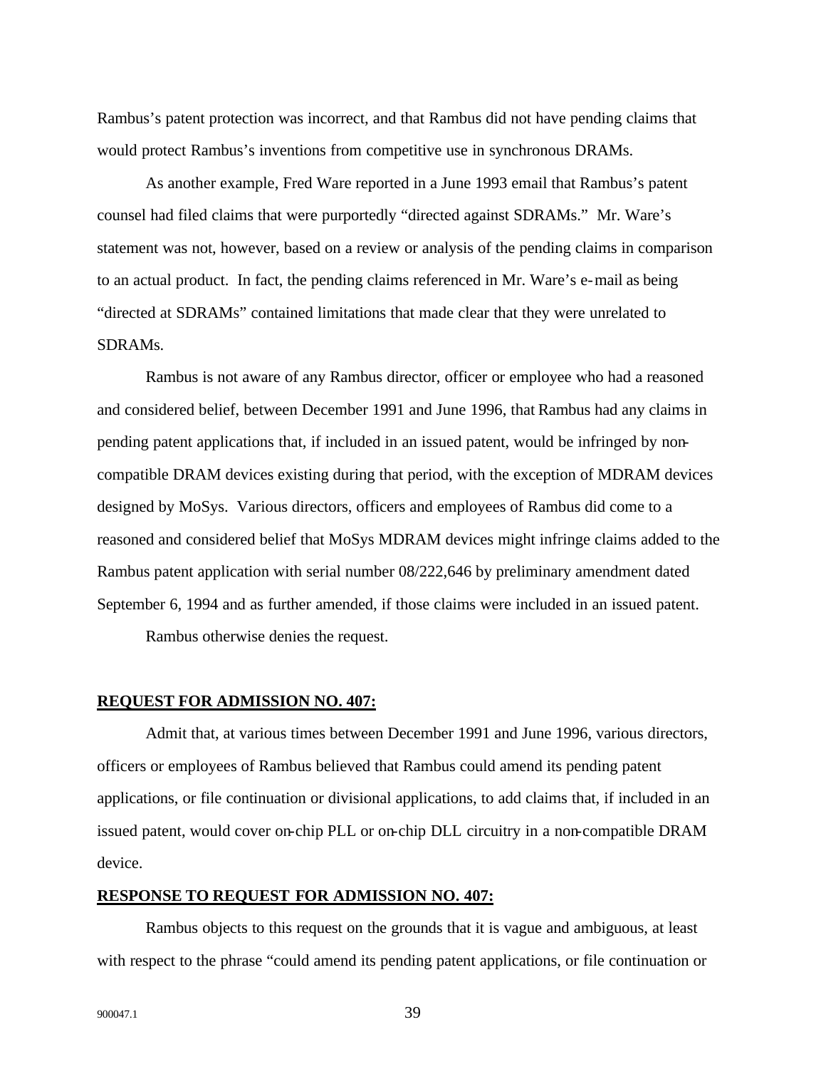Rambus's patent protection was incorrect, and that Rambus did not have pending claims that would protect Rambus's inventions from competitive use in synchronous DRAMs.

As another example, Fred Ware reported in a June 1993 email that Rambus's patent counsel had filed claims that were purportedly "directed against SDRAMs." Mr. Ware's statement was not, however, based on a review or analysis of the pending claims in comparison to an actual product. In fact, the pending claims referenced in Mr. Ware's e-mail as being "directed at SDRAMs" contained limitations that made clear that they were unrelated to SDRAMs.

Rambus is not aware of any Rambus director, officer or employee who had a reasoned and considered belief, between December 1991 and June 1996, that Rambus had any claims in pending patent applications that, if included in an issued patent, would be infringed by non-compatible DRAM devices existing during that period, with the exception of MDRAM devices designed by MoSys. Various directors, officers and employees of Rambus did come to a reasoned and considered belief that MoSys MDRAM devices might infringe claims added to the Rambus patent application with serial number 08/222,646 by preliminary amendment dated September 6, 1994 and as further amended, if those claims were included in an issued patent.

Rambus otherwise denies the request.

**REQUEST FOR ADMISSION NO. 407:**

Admit that, at various times between December 1991 and June 1996, various directors, officers or employees of Rambus believed that Rambus could amend its pending patent applications, or file continuation or divisional applications, to add claims that, if included in an issued patent, would cover on-chip PLL or on-chip DLL circuitry in a non-compatible DRAM device.

**RESPONSE TO REQUEST FOR ADMISSION NO. 407:**

Rambus objects to this request on the grounds that it is vague and ambiguous, at least with respect to the phrase "could amend its pending patent applications, or file continuation or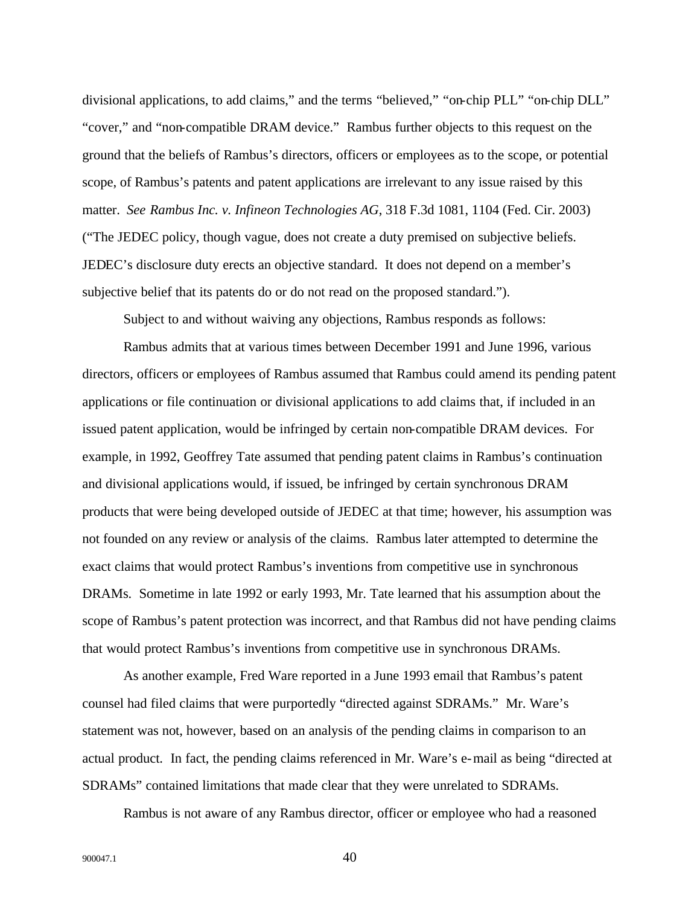divisional applications, to add claims," and the terms "believed," "on-chip PLL" "on-chip DLL" "cover," and "non-compatible DRAM device." Rambus further objects to this request on the ground that the beliefs of Rambus's directors, officers or employees as to the scope, or potential scope, of Rambus's patents and patent applications are irrelevant to any issue raised by this matter. *See Rambus Inc. v. Infineon Technologies AG*, 318 F.3d 1081, 1104 (Fed. Cir. 2003) ("The JEDEC policy, though vague, does not create a duty premised on subjective beliefs. JEDEC's disclosure duty erects an objective standard. It does not depend on a member's subjective belief that its patents do or do not read on the proposed standard.").

Subject to and without waiving any objections, Rambus responds as follows:

Rambus admits that at various times between December 1991 and June 1996, various directors, officers or employees of Rambus assumed that Rambus could amend its pending patent applications or file continuation or divisional applications to add claims that, if included in an issued patent application, would be infringed by certain non-compatible DRAM devices. For example, in 1992, Geoffrey Tate assumed that pending patent claims in Rambus's continuation and divisional applications would, if issued, be infringed by certain synchronous DRAM products that were being developed outside of JEDEC at that time; however, his assumption was not founded on any review or analysis of the claims. Rambus later attempted to determine the exact claims that would protect Rambus's inventions from competitive use in synchronous DRAMs. Sometime in late 1992 or early 1993, Mr. Tate learned that his assumption about the scope of Rambus's patent protection was incorrect, and that Rambus did not have pending claims that would protect Rambus's inventions from competitive use in synchronous DRAMs.

As another example, Fred Ware reported in a June 1993 email that Rambus's patent counsel had filed claims that were purportedly "directed against SDRAMs." Mr. Ware's statement was not, however, based on an analysis of the pending claims in comparison to an actual product. In fact, the pending claims referenced in Mr. Ware's e-mail as being "directed at SDRAMs" contained limitations that made clear that they were unrelated to SDRAMs.

Rambus is not aware of any Rambus director, officer or employee who had a reasoned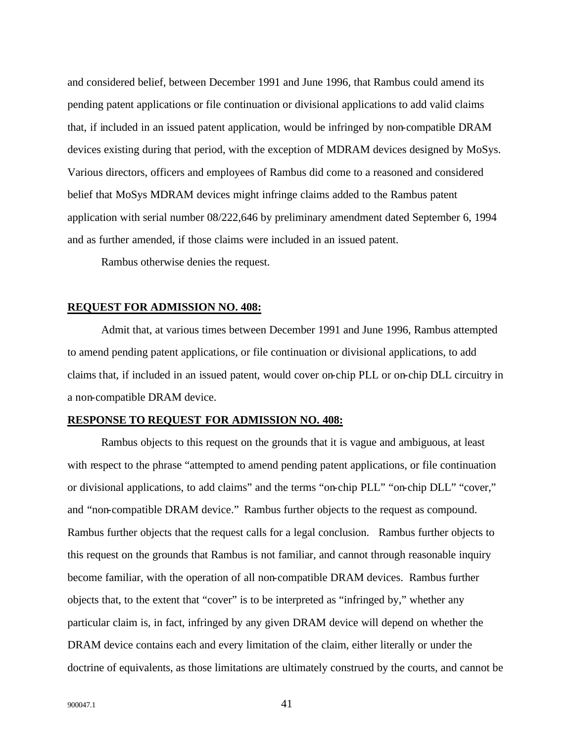and considered belief, between December 1991 and June 1996, that Rambus could amend its pending patent applications or file continuation or divisional applications to add valid claims that, if included in an issued patent application, would be infringed by non-compatible DRAM devices existing during that period, with the exception of MDRAM devices designed by MoSys. Various directors, officers and employees of Rambus did come to a reasoned and considered belief that MoSys MDRAM devices might infringe claims added to the Rambus patent application with serial number 08/222,646 by preliminary amendment dated September 6, 1994 and as further amended, if those claims were included in an issued patent.

Rambus otherwise denies the request.

**REQUEST FOR ADMISSION NO. 408:**

Admit that, at various times between December 1991 and June 1996, Rambus attempted to amend pending patent applications, or file continuation or divisional applications, to add claims that, if included in an issued patent, would cover on-chip PLL or on-chip DLL circuitry in a non-compatible DRAM device.

**RESPONSE TO REQUEST FOR ADMISSION NO. 408:**

Rambus objects to this request on the grounds that it is vague and ambiguous, at least with respect to the phrase "attempted to amend pending patent applications, or file continuation or divisional applications, to add claims" and the terms "on-chip PLL" "on-chip DLL" "cover," and "non-compatible DRAM device." Rambus further objects to the request as compound. Rambus further objects that the request calls for a legal conclusion. Rambus further objects to this request on the grounds that Rambus is not familiar, and cannot through reasonable inquiry become familiar, with the operation of all non-compatible DRAM devices. Rambus further objects that, to the extent that "cover" is to be interpreted as "infringed by," whether any particular claim is, in fact, infringed by any given DRAM device will depend on whether the DRAM device contains each and every limitation of the claim, either literally or under the doctrine of equivalents, as those limitations are ultimately construed by the courts, and cannot be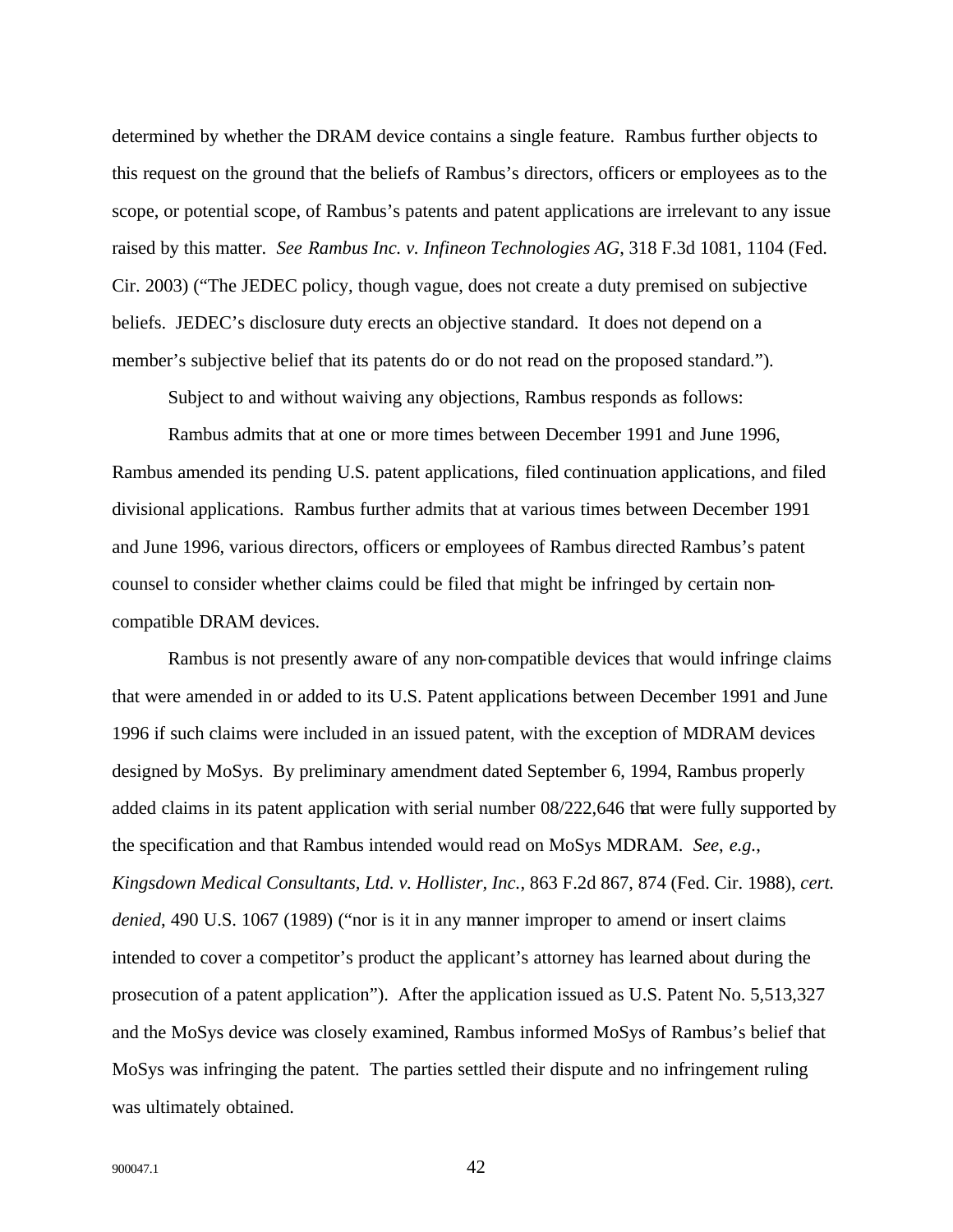determined by whether the DRAM device contains a single feature. Rambus further objects to this request on the ground that the beliefs of Rambus's directors, officers or employees as to the scope, or potential scope, of Rambus's patents and patent applications are irrelevant to any issue raised by this matter. *See Rambus Inc. v. Infineon Technologies AG*, 318 F.3d 1081, 1104 (Fed. Cir. 2003) ("The JEDEC policy, though vague, does not create a duty premised on subjective beliefs. JEDEC's disclosure duty erects an objective standard. It does not depend on a member's subjective belief that its patents do or do not read on the proposed standard.").

Subject to and without waiving any objections, Rambus responds as follows:

Rambus admits that at one or more times between December 1991 and June 1996, Rambus amended its pending U.S. patent applications, filed continuation applications, and filed divisional applications. Rambus further admits that at various times between December 1991 and June 1996, various directors, officers or employees of Rambus directed Rambus's patent counsel to consider whether claims could be filed that might be infringed by certain non-compatible DRAM devices.

Rambus is not presently aware of any non-compatible devices that would infringe claims that were amended in or added to its U.S. Patent applications between December 1991 and June 1996 if such claims were included in an issued patent, with the exception of MDRAM devices designed by MoSys. By preliminary amendment dated September 6, 1994, Rambus properly added claims in its patent application with serial number 08/222,646 that were fully supported by the specification and that Rambus intended would read on MoSys MDRAM. *See, e.g., Kingsdown Medical Consultants, Ltd. v. Hollister, Inc.*, 863 F.2d 867, 874 (Fed. Cir. 1988), *cert. denied*, 490 U.S. 1067 (1989) ("nor is it in any manner improper to amend or insert claims intended to cover a competitor's product the applicant's attorney has learned about during the prosecution of a patent application"). After the application issued as U.S. Patent No. 5,513,327 and the MoSys device was closely examined, Rambus informed MoSys of Rambus's belief that MoSys was infringing the patent. The parties settled their dispute and no infringement ruling was ultimately obtained.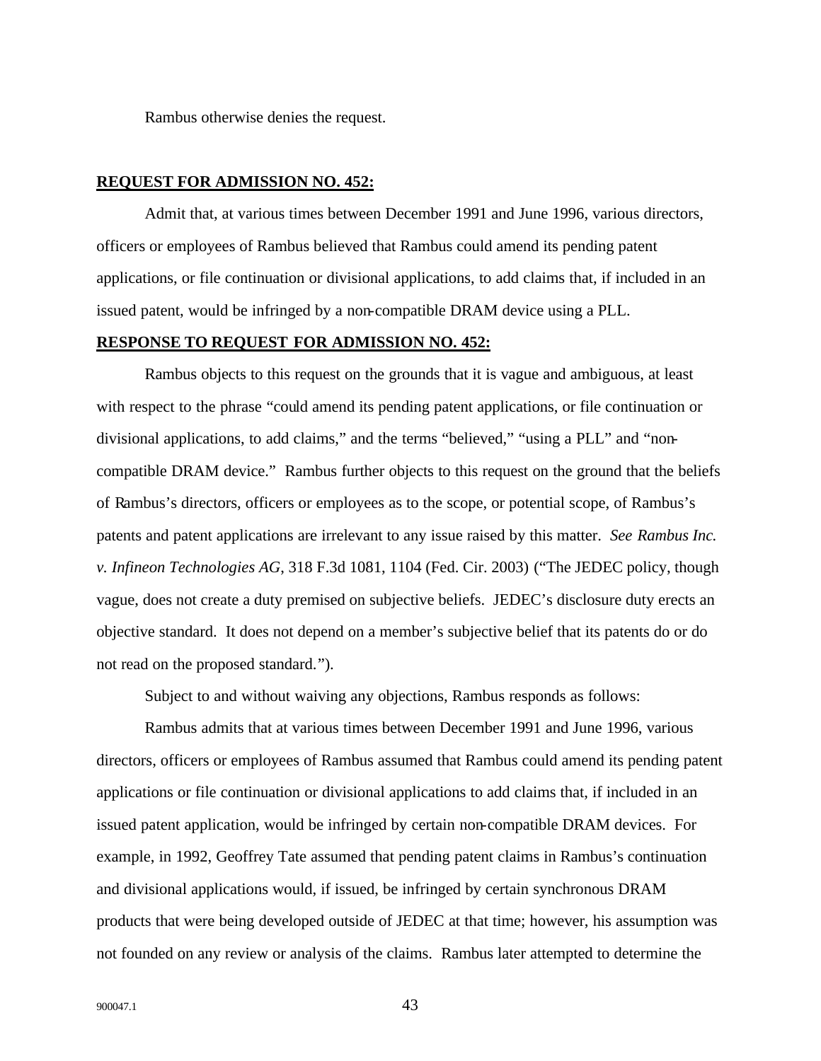Rambus otherwise denies the request.

**REQUEST FOR ADMISSION NO. 452:**

Admit that, at various times between December 1991 and June 1996, various directors, officers or employees of Rambus believed that Rambus could amend its pending patent applications, or file continuation or divisional applications, to add claims that, if included in an issued patent, would be infringed by a non-compatible DRAM device using a PLL.

**RESPONSE TO REQUEST FOR ADMISSION NO. 452:**

Rambus objects to this request on the grounds that it is vague and ambiguous, at least with respect to the phrase "could amend its pending patent applications, or file continuation or divisional applications, to add claims," and the terms "believed," "using a PLL" and "non-compatible DRAM device." Rambus further objects to this request on the ground that the beliefs of Rambus's directors, officers or employees as to the scope, or potential scope, of Rambus's patents and patent applications are irrelevant to any issue raised by this matter. *See Rambus Inc. v. Infineon Technologies AG*, 318 F.3d 1081, 1104 (Fed. Cir. 2003) ("The JEDEC policy, though vague, does not create a duty premised on subjective beliefs. JEDEC's disclosure duty erects an objective standard. It does not depend on a member's subjective belief that its patents do or do not read on the proposed standard.").

Subject to and without waiving any objections, Rambus responds as follows:

Rambus admits that at various times between December 1991 and June 1996, various directors, officers or employees of Rambus assumed that Rambus could amend its pending patent applications or file continuation or divisional applications to add claims that, if included in an issued patent application, would be infringed by certain non-compatible DRAM devices. For example, in 1992, Geoffrey Tate assumed that pending patent claims in Rambus's continuation and divisional applications would, if issued, be infringed by certain synchronous DRAM products that were being developed outside of JEDEC at that time; however, his assumption was not founded on any review or analysis of the claims. Rambus later attempted to determine the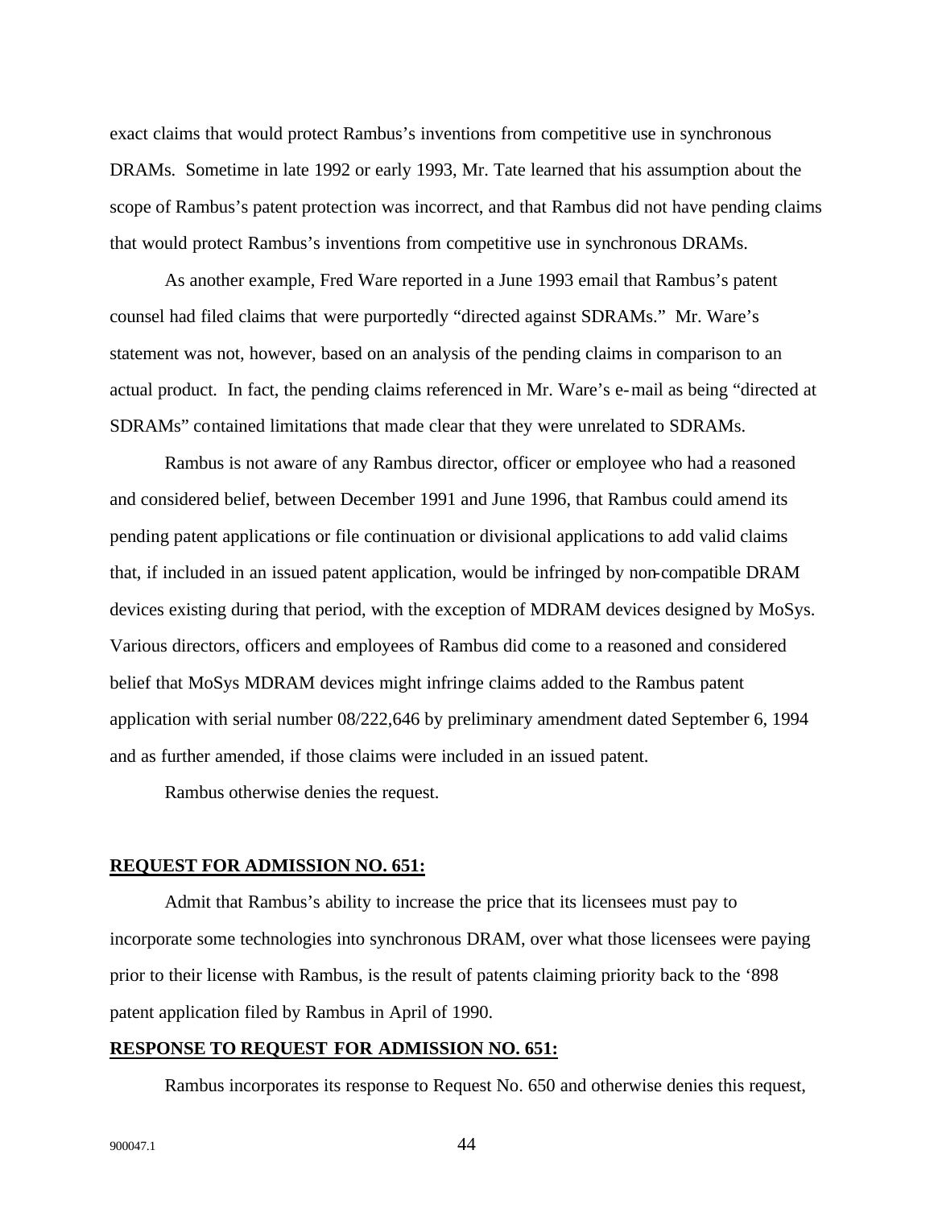exact claims that would protect Rambus's inventions from competitive use in synchronous DRAMs. Sometime in late 1992 or early 1993, Mr. Tate learned that his assumption about the scope of Rambus's patent protection was incorrect, and that Rambus did not have pending claims that would protect Rambus's inventions from competitive use in synchronous DRAMs.

As another example, Fred Ware reported in a June 1993 email that Rambus's patent counsel had filed claims that were purportedly "directed against SDRAMs." Mr. Ware's statement was not, however, based on an analysis of the pending claims in comparison to an actual product. In fact, the pending claims referenced in Mr. Ware's e-mail as being "directed at SDRAMs" contained limitations that made clear that they were unrelated to SDRAMs.

Rambus is not aware of any Rambus director, officer or employee who had a reasoned and considered belief, between December 1991 and June 1996, that Rambus could amend its pending patent applications or file continuation or divisional applications to add valid claims that, if included in an issued patent application, would be infringed by non-compatible DRAM devices existing during that period, with the exception of MDRAM devices designed by MoSys. Various directors, officers and employees of Rambus did come to a reasoned and considered belief that MoSys MDRAM devices might infringe claims added to the Rambus patent application with serial number 08/222,646 by preliminary amendment dated September 6, 1994 and as further amended, if those claims were included in an issued patent.

Rambus otherwise denies the request.

**REQUEST FOR ADMISSION NO. 651:**

Admit that Rambus's ability to increase the price that its licensees must pay to incorporate some technologies into synchronous DRAM, over what those licensees were paying prior to their license with Rambus, is the result of patents claiming priority back to the '898 patent application filed by Rambus in April of 1990.

**RESPONSE TO REQUEST FOR ADMISSION NO. 651:**

Rambus incorporates its response to Request No. 650 and otherwise denies this request,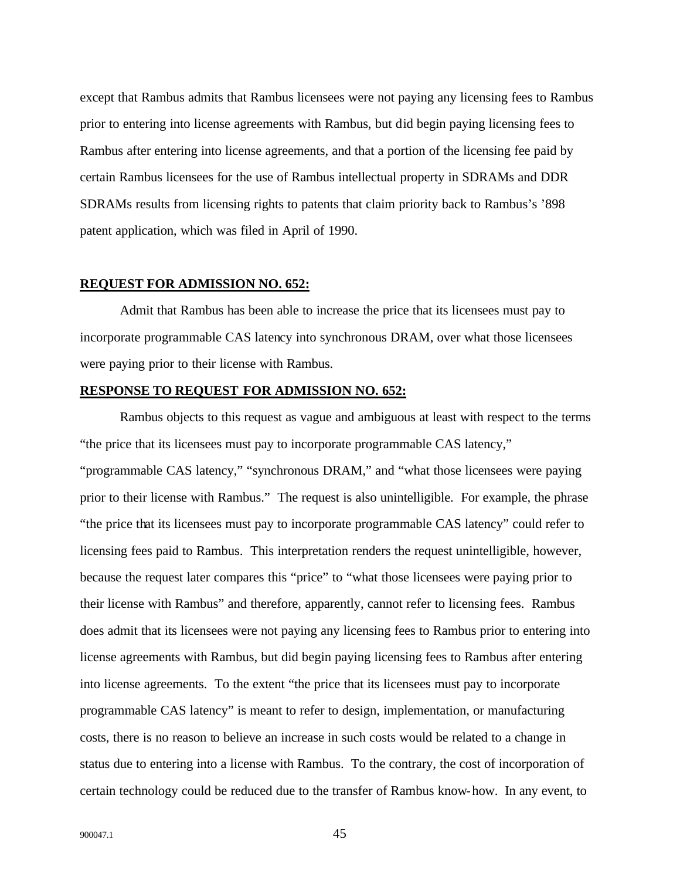except that Rambus admits that Rambus licensees were not paying any licensing fees to Rambus prior to entering into license agreements with Rambus, but did begin paying licensing fees to Rambus after entering into license agreements, and that a portion of the licensing fee paid by certain Rambus licensees for the use of Rambus intellectual property in SDRAMs and DDR SDRAMs results from licensing rights to patents that claim priority back to Rambus's '898 patent application, which was filed in April of 1990.

**REQUEST FOR ADMISSION NO. 652:**

Admit that Rambus has been able to increase the price that its licensees must pay to incorporate programmable CAS latency into synchronous DRAM, over what those licensees were paying prior to their license with Rambus.

**RESPONSE TO REQUEST FOR ADMISSION NO. 652:**

Rambus objects to this request as vague and ambiguous at least with respect to the terms "the price that its licensees must pay to incorporate programmable CAS latency," "programmable CAS latency," "synchronous DRAM," and "what those licensees were paying prior to their license with Rambus." The request is also unintelligible. For example, the phrase "the price that its licensees must pay to incorporate programmable CAS latency" could refer to licensing fees paid to Rambus. This interpretation renders the request unintelligible, however, because the request later compares this "price" to "what those licensees were paying prior to their license with Rambus" and therefore, apparently, cannot refer to licensing fees. Rambus does admit that its licensees were not paying any licensing fees to Rambus prior to entering into license agreements with Rambus, but did begin paying licensing fees to Rambus after entering into license agreements. To the extent "the price that its licensees must pay to incorporate programmable CAS latency" is meant to refer to design, implementation, or manufacturing costs, there is no reason to believe an increase in such costs would be related to a change in status due to entering into a license with Rambus. To the contrary, the cost of incorporation of certain technology could be reduced due to the transfer of Rambus know-how. In any event, to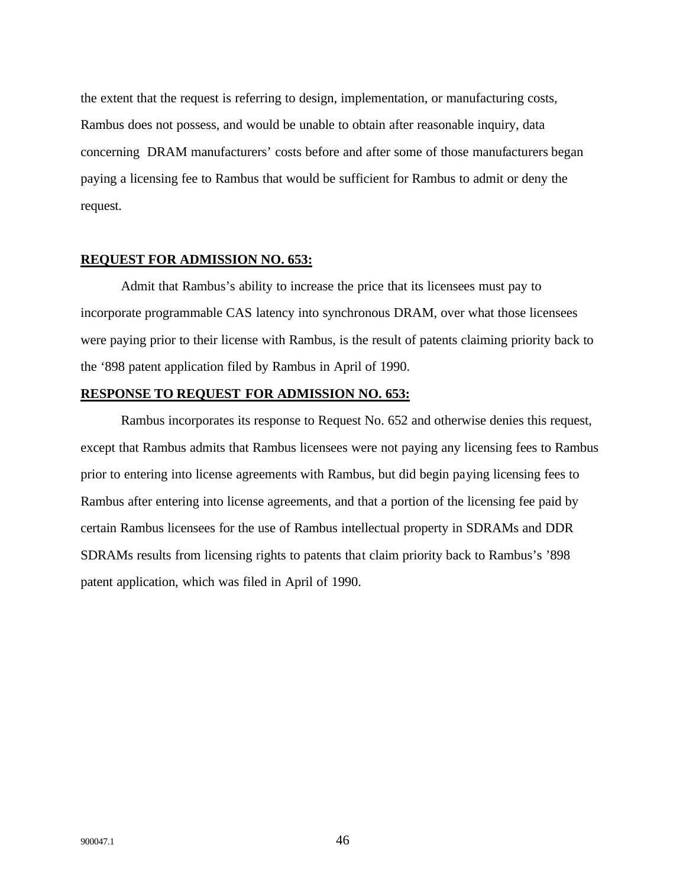the extent that the request is referring to design, implementation, or manufacturing costs, Rambus does not possess, and would be unable to obtain after reasonable inquiry, data concerning DRAM manufacturers' costs before and after some of those manufacturers began paying a licensing fee to Rambus that would be sufficient for Rambus to admit or deny the request.

**REQUEST FOR ADMISSION NO. 653:**

Admit that Rambus's ability to increase the price that its licensees must pay to incorporate programmable CAS latency into synchronous DRAM, over what those licensees were paying prior to their license with Rambus, is the result of patents claiming priority back to the '898 patent application filed by Rambus in April of 1990.

**RESPONSE TO REQUEST FOR ADMISSION NO. 653:**

Rambus incorporates its response to Request No. 652 and otherwise denies this request, except that Rambus admits that Rambus licensees were not paying any licensing fees to Rambus prior to entering into license agreements with Rambus, but did begin paying licensing fees to Rambus after entering into license agreements, and that a portion of the licensing fee paid by certain Rambus licensees for the use of Rambus intellectual property in SDRAMs and DDR SDRAMs results from licensing rights to patents that claim priority back to Rambus's '898 patent application, which was filed in April of 1990.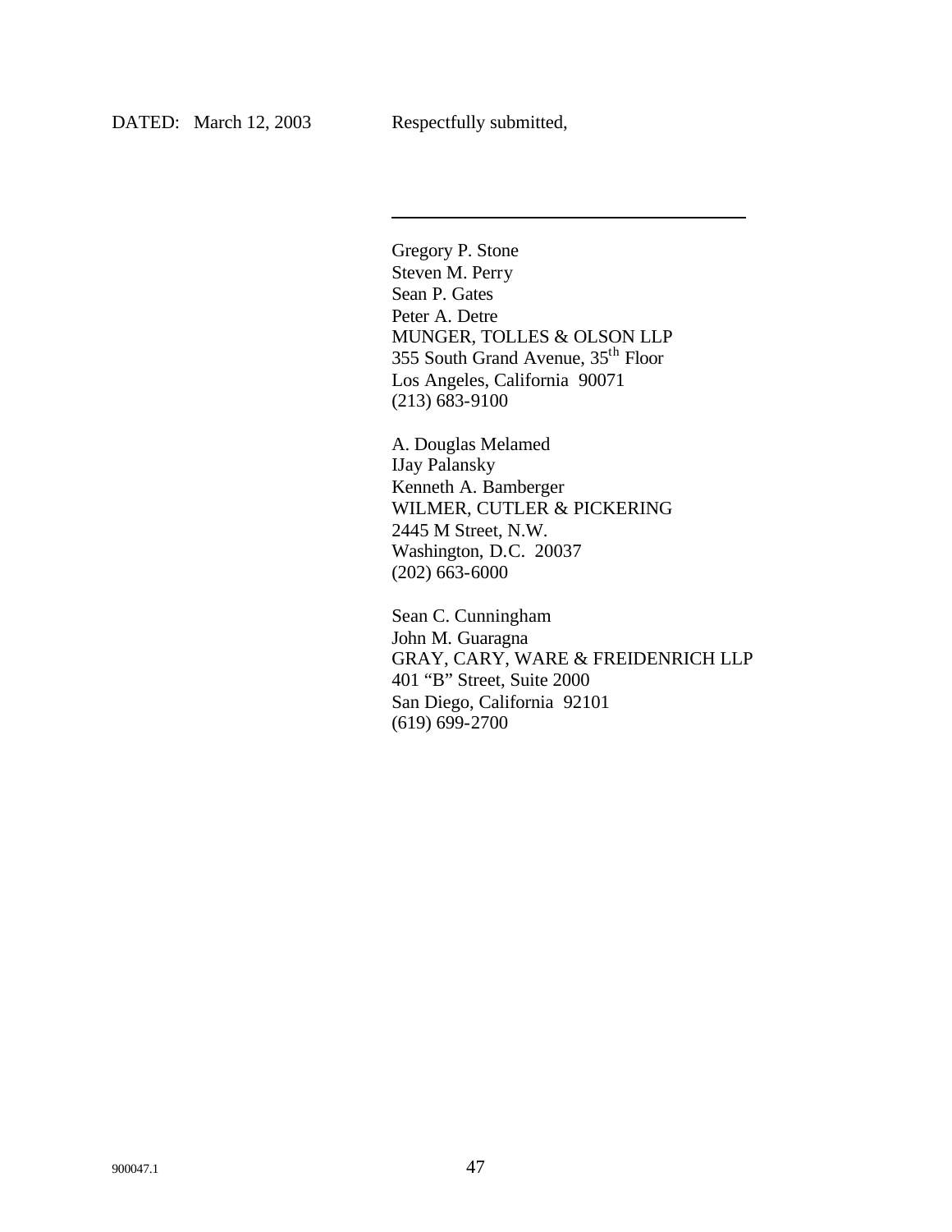DATED: March 12, 2003 Respectfully submitted,

\_\_\_\_\_\_\_\_\_\_\_\_\_\_\_\_\_\_\_\_\_\_\_\_\_\_\_\_\_\_\_\_\_\_\_\_

Gregory P. Stone
Steven M. Perry
Sean P. Gates
Peter A. Detre
MUNGER, TOLLES & OLSON LLP
355 South Grand Avenue, 35th Floor
Los Angeles, California 90071
(213) 683-9100

A. Douglas Melamed
IJay Palansky
Kenneth A. Bamberger
WILMER, CUTLER & PICKERING
2445 M Street, N.W.
Washington, D.C. 20037
(202) 663-6000

Sean C. Cunningham
John M. Guaragna
GRAY, CARY, WARE & FREIDENRICH LLP
401 “B” Street, Suite 2000
San Diego, California 92101
(619) 699-2700

900047.1